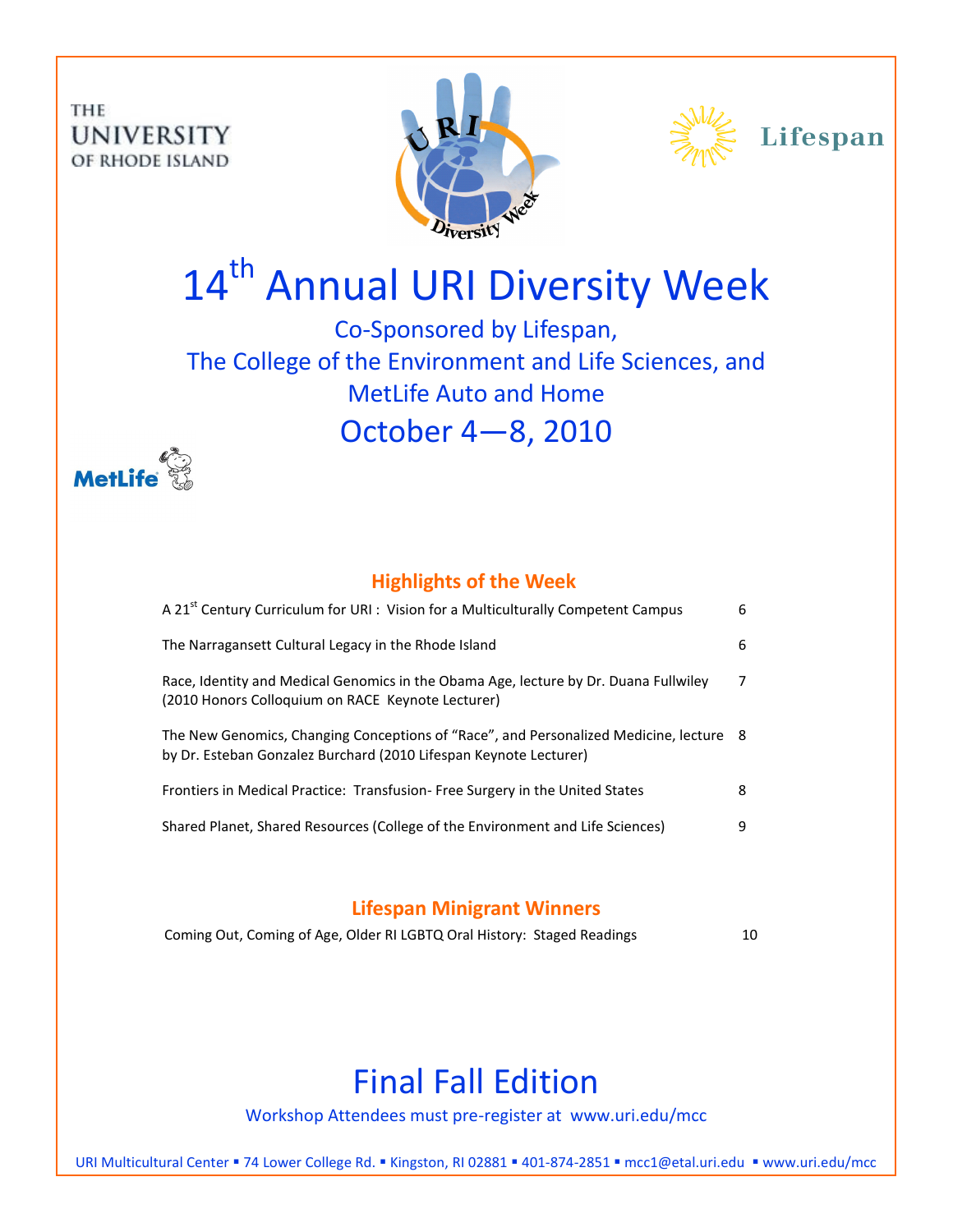THE UNIVERSITY OF RHODE ISLAND

Lifespan

# 14th Annual URI Diversity Week

Co-Sponsored by Lifespan,
The College of the Environment and Life Sciences, and
MetLife Auto and Home

## October 4—8, 2010

MetLife

### Highlights of the Week

| | |
|---|---|
| A 21st Century Curriculum for URI : Vision for a Multiculturally Competent Campus | 6 |
| The Narragansett Cultural Legacy in the Rhode Island | 6 |
| Race, Identity and Medical Genomics in the Obama Age, lecture by Dr. Duana Fullwiley (2010 Honors Colloquium on RACE Keynote Lecturer) | 7 |
| The New Genomics, Changing Conceptions of "Race", and Personalized Medicine, lecture by Dr. Esteban Gonzalez Burchard (2010 Lifespan Keynote Lecturer) | 8 |
| Frontiers in Medical Practice: Transfusion- Free Surgery in the United States | 8 |
| Shared Planet, Shared Resources (College of the Environment and Life Sciences) | 9 |

### Lifespan Minigrant Winners

| | |
|---|---|
| Coming Out, Coming of Age, Older RI LGBTQ Oral History: Staged Readings | 10 |

## Final Fall Edition

Workshop Attendees must pre-register at www.uri.edu/mcc

URI Multicultural Center ▪ 74 Lower College Rd. ▪ Kingston, RI 02881 ▪ 401-874-2851 ▪ mcc1@etal.uri.edu ▪ www.uri.edu/mcc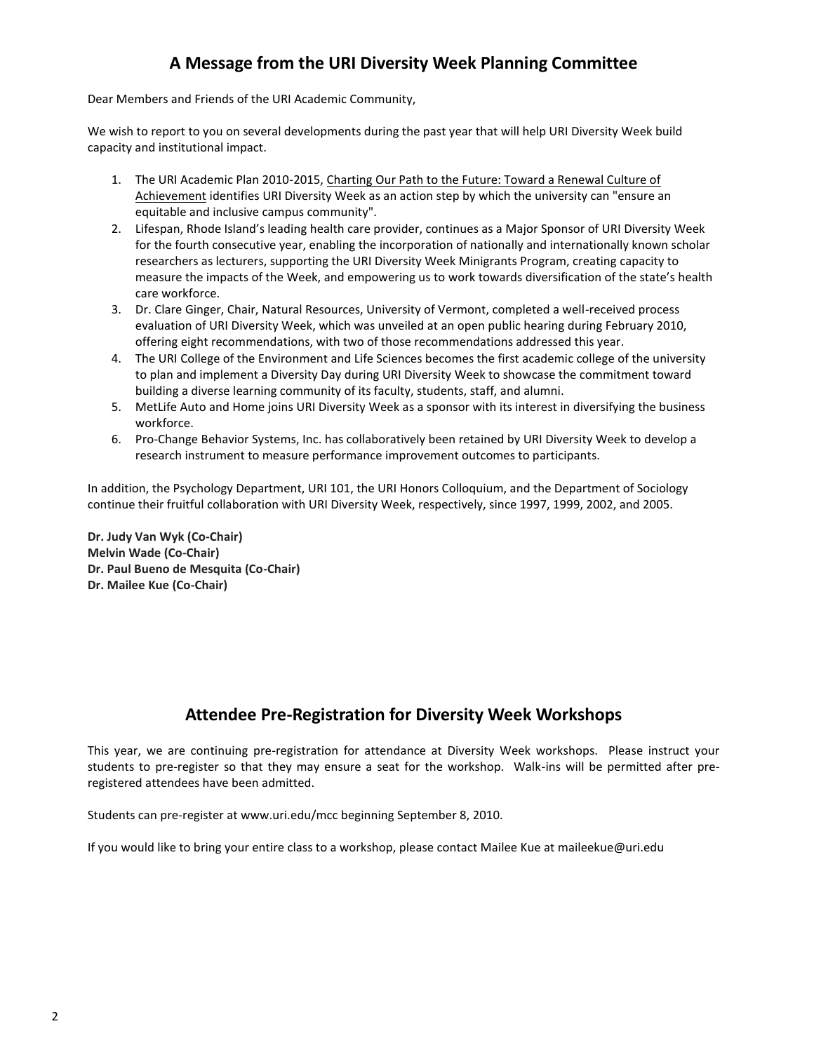## A Message from the URI Diversity Week Planning Committee

Dear Members and Friends of the URI Academic Community,

We wish to report to you on several developments during the past year that will help URI Diversity Week build capacity and institutional impact.

1. The URI Academic Plan 2010-2015, Charting Our Path to the Future: Toward a Renewal Culture of Achievement identifies URI Diversity Week as an action step by which the university can "ensure an equitable and inclusive campus community".
2. Lifespan, Rhode Island's leading health care provider, continues as a Major Sponsor of URI Diversity Week for the fourth consecutive year, enabling the incorporation of nationally and internationally known scholar researchers as lecturers, supporting the URI Diversity Week Minigrants Program, creating capacity to measure the impacts of the Week, and empowering us to work towards diversification of the state's health care workforce.
3. Dr. Clare Ginger, Chair, Natural Resources, University of Vermont, completed a well-received process evaluation of URI Diversity Week, which was unveiled at an open public hearing during February 2010, offering eight recommendations, with two of those recommendations addressed this year.
4. The URI College of the Environment and Life Sciences becomes the first academic college of the university to plan and implement a Diversity Day during URI Diversity Week to showcase the commitment toward building a diverse learning community of its faculty, students, staff, and alumni.
5. MetLife Auto and Home joins URI Diversity Week as a sponsor with its interest in diversifying the business workforce.
6. Pro-Change Behavior Systems, Inc. has collaboratively been retained by URI Diversity Week to develop a research instrument to measure performance improvement outcomes to participants.

In addition, the Psychology Department, URI 101, the URI Honors Colloquium, and the Department of Sociology continue their fruitful collaboration with URI Diversity Week, respectively, since 1997, 1999, 2002, and 2005.

**Dr. Judy Van Wyk (Co-Chair)**
**Melvin Wade (Co-Chair)**
**Dr. Paul Bueno de Mesquita (Co-Chair)**
**Dr. Mailee Kue (Co-Chair)**

## Attendee Pre-Registration for Diversity Week Workshops

This year, we are continuing pre-registration for attendance at Diversity Week workshops. Please instruct your students to pre-register so that they may ensure a seat for the workshop. Walk-ins will be permitted after pre-registered attendees have been admitted.

Students can pre-register at www.uri.edu/mcc beginning September 8, 2010.

If you would like to bring your entire class to a workshop, please contact Mailee Kue at maileekue@uri.edu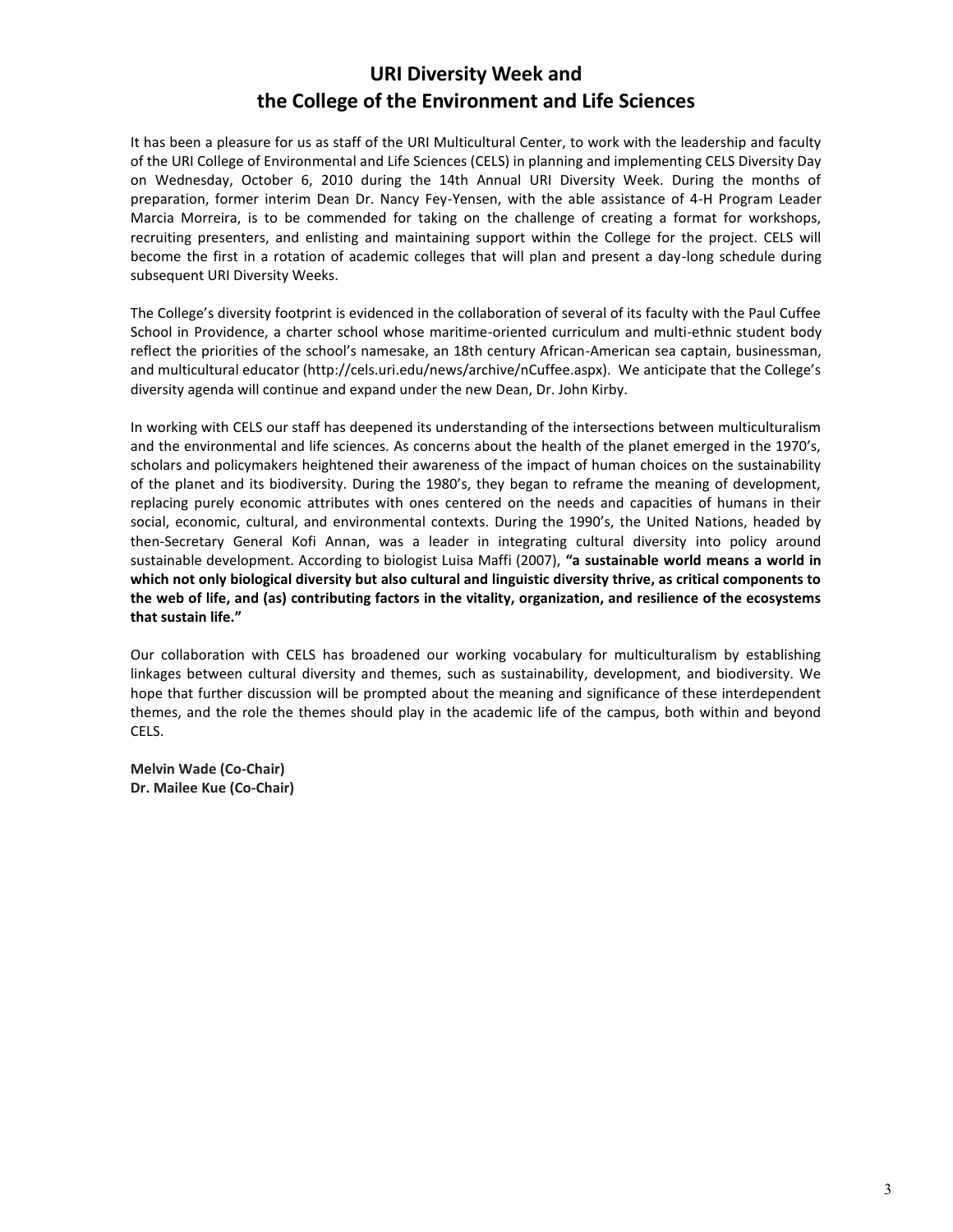# URI Diversity Week and
# the College of the Environment and Life Sciences

It has been a pleasure for us as staff of the URI Multicultural Center, to work with the leadership and faculty of the URI College of Environmental and Life Sciences (CELS) in planning and implementing CELS Diversity Day on Wednesday, October 6, 2010 during the 14th Annual URI Diversity Week. During the months of preparation, former interim Dean Dr. Nancy Fey-Yensen, with the able assistance of 4-H Program Leader Marcia Morreira, is to be commended for taking on the challenge of creating a format for workshops, recruiting presenters, and enlisting and maintaining support within the College for the project. CELS will become the first in a rotation of academic colleges that will plan and present a day-long schedule during subsequent URI Diversity Weeks.

The College's diversity footprint is evidenced in the collaboration of several of its faculty with the Paul Cuffee School in Providence, a charter school whose maritime-oriented curriculum and multi-ethnic student body reflect the priorities of the school's namesake, an 18th century African-American sea captain, businessman, and multicultural educator (http://cels.uri.edu/news/archive/nCuffee.aspx). We anticipate that the College's diversity agenda will continue and expand under the new Dean, Dr. John Kirby.

In working with CELS our staff has deepened its understanding of the intersections between multiculturalism and the environmental and life sciences. As concerns about the health of the planet emerged in the 1970's, scholars and policymakers heightened their awareness of the impact of human choices on the sustainability of the planet and its biodiversity. During the 1980's, they began to reframe the meaning of development, replacing purely economic attributes with ones centered on the needs and capacities of humans in their social, economic, cultural, and environmental contexts. During the 1990's, the United Nations, headed by then-Secretary General Kofi Annan, was a leader in integrating cultural diversity into policy around sustainable development. According to biologist Luisa Maffi (2007), **"a sustainable world means a world in which not only biological diversity but also cultural and linguistic diversity thrive, as critical components to the web of life, and (as) contributing factors in the vitality, organization, and resilience of the ecosystems that sustain life."**

Our collaboration with CELS has broadened our working vocabulary for multiculturalism by establishing linkages between cultural diversity and themes, such as sustainability, development, and biodiversity. We hope that further discussion will be prompted about the meaning and significance of these interdependent themes, and the role the themes should play in the academic life of the campus, both within and beyond CELS.

**Melvin Wade (Co-Chair)**
**Dr. Mailee Kue (Co-Chair)**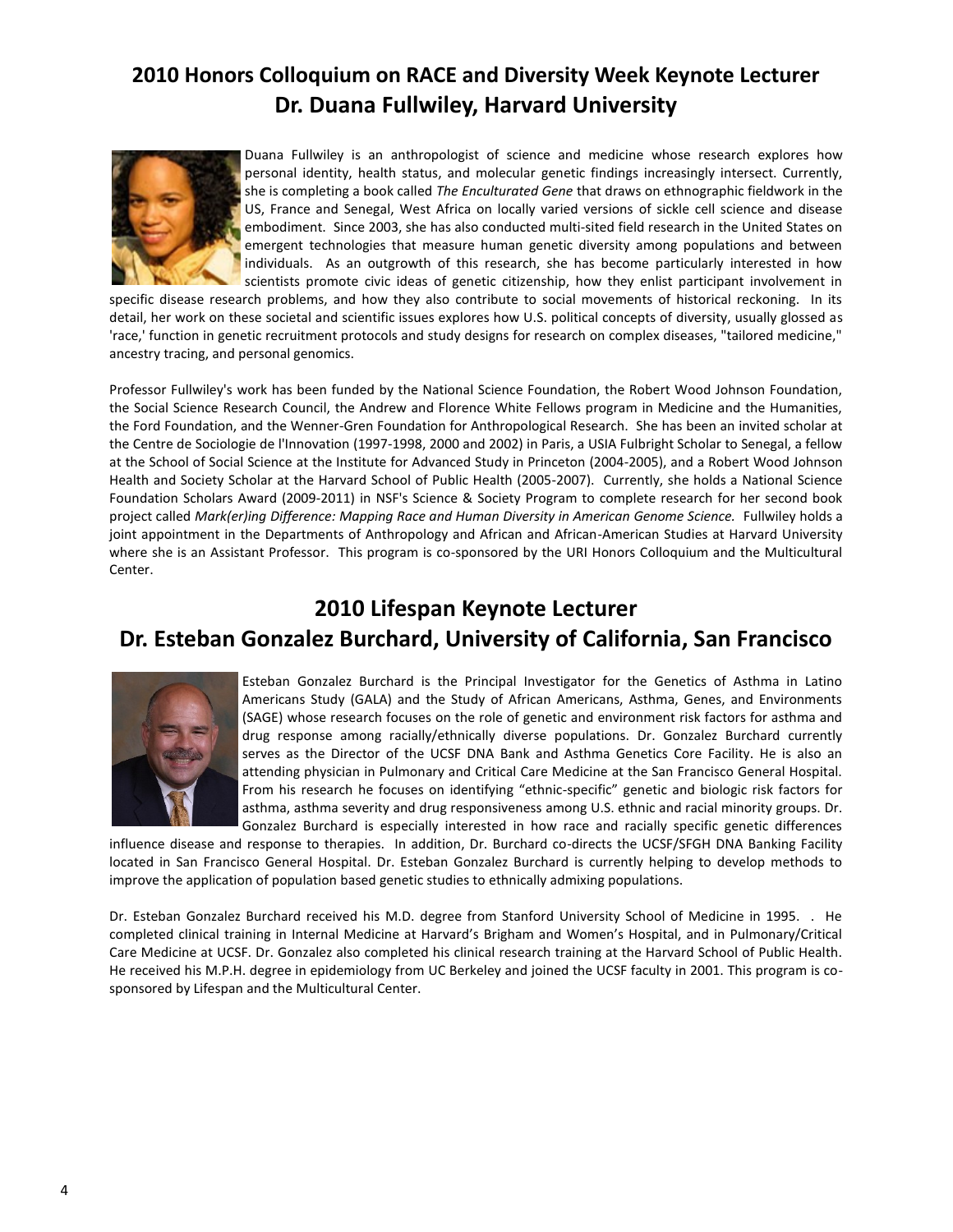## 2010 Honors Colloquium on RACE and Diversity Week Keynote Lecturer
## Dr. Duana Fullwiley, Harvard University

Duana Fullwiley is an anthropologist of science and medicine whose research explores how personal identity, health status, and molecular genetic findings increasingly intersect. Currently, she is completing a book called *The Enculturated Gene* that draws on ethnographic fieldwork in the US, France and Senegal, West Africa on locally varied versions of sickle cell science and disease embodiment. Since 2003, she has also conducted multi-sited field research in the United States on emergent technologies that measure human genetic diversity among populations and between individuals. As an outgrowth of this research, she has become particularly interested in how scientists promote civic ideas of genetic citizenship, how they enlist participant involvement in specific disease research problems, and how they also contribute to social movements of historical reckoning. In its detail, her work on these societal and scientific issues explores how U.S. political concepts of diversity, usually glossed as 'race,' function in genetic recruitment protocols and study designs for research on complex diseases, "tailored medicine," ancestry tracing, and personal genomics.

Professor Fullwiley's work has been funded by the National Science Foundation, the Robert Wood Johnson Foundation, the Social Science Research Council, the Andrew and Florence White Fellows program in Medicine and the Humanities, the Ford Foundation, and the Wenner-Gren Foundation for Anthropological Research. She has been an invited scholar at the Centre de Sociologie de l'Innovation (1997-1998, 2000 and 2002) in Paris, a USIA Fulbright Scholar to Senegal, a fellow at the School of Social Science at the Institute for Advanced Study in Princeton (2004-2005), and a Robert Wood Johnson Health and Society Scholar at the Harvard School of Public Health (2005-2007). Currently, she holds a National Science Foundation Scholars Award (2009-2011) in NSF's Science & Society Program to complete research for her second book project called *Mark(er)ing Difference: Mapping Race and Human Diversity in American Genome Science.* Fullwiley holds a joint appointment in the Departments of Anthropology and African and African-American Studies at Harvard University where she is an Assistant Professor. This program is co-sponsored by the URI Honors Colloquium and the Multicultural Center.

## 2010 Lifespan Keynote Lecturer
## Dr. Esteban Gonzalez Burchard, University of California, San Francisco

Esteban Gonzalez Burchard is the Principal Investigator for the Genetics of Asthma in Latino Americans Study (GALA) and the Study of African Americans, Asthma, Genes, and Environments (SAGE) whose research focuses on the role of genetic and environment risk factors for asthma and drug response among racially/ethnically diverse populations. Dr. Gonzalez Burchard currently serves as the Director of the UCSF DNA Bank and Asthma Genetics Core Facility. He is also an attending physician in Pulmonary and Critical Care Medicine at the San Francisco General Hospital. From his research he focuses on identifying "ethnic-specific" genetic and biologic risk factors for asthma, asthma severity and drug responsiveness among U.S. ethnic and racial minority groups. Dr. Gonzalez Burchard is especially interested in how race and racially specific genetic differences influence disease and response to therapies. In addition, Dr. Burchard co-directs the UCSF/SFGH DNA Banking Facility located in San Francisco General Hospital. Dr. Esteban Gonzalez Burchard is currently helping to develop methods to improve the application of population based genetic studies to ethnically admixing populations.

Dr. Esteban Gonzalez Burchard received his M.D. degree from Stanford University School of Medicine in 1995. . He completed clinical training in Internal Medicine at Harvard's Brigham and Women's Hospital, and in Pulmonary/Critical Care Medicine at UCSF. Dr. Gonzalez also completed his clinical research training at the Harvard School of Public Health. He received his M.P.H. degree in epidemiology from UC Berkeley and joined the UCSF faculty in 2001. This program is co-sponsored by Lifespan and the Multicultural Center.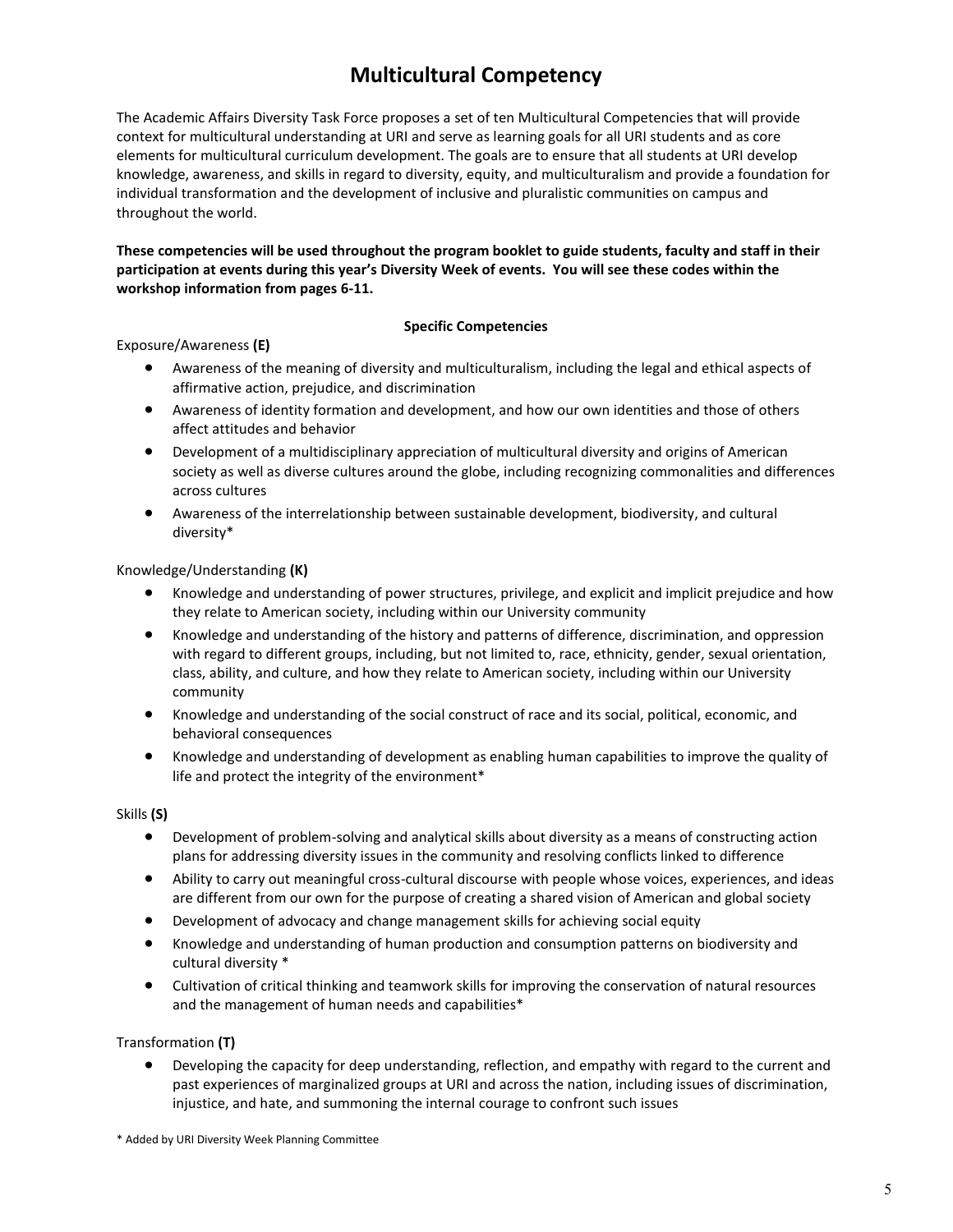# Multicultural Competency

The Academic Affairs Diversity Task Force proposes a set of ten Multicultural Competencies that will provide context for multicultural understanding at URI and serve as learning goals for all URI students and as core elements for multicultural curriculum development. The goals are to ensure that all students at URI develop knowledge, awareness, and skills in regard to diversity, equity, and multiculturalism and provide a foundation for individual transformation and the development of inclusive and pluralistic communities on campus and throughout the world.

**These competencies will be used throughout the program booklet to guide students, faculty and staff in their participation at events during this year's Diversity Week of events. You will see these codes within the workshop information from pages 6-11.**

**Specific Competencies**

Exposure/Awareness **(E)**

- Awareness of the meaning of diversity and multiculturalism, including the legal and ethical aspects of affirmative action, prejudice, and discrimination
- Awareness of identity formation and development, and how our own identities and those of others affect attitudes and behavior
- Development of a multidisciplinary appreciation of multicultural diversity and origins of American society as well as diverse cultures around the globe, including recognizing commonalities and differences across cultures
- Awareness of the interrelationship between sustainable development, biodiversity, and cultural diversity*

Knowledge/Understanding **(K)**

- Knowledge and understanding of power structures, privilege, and explicit and implicit prejudice and how they relate to American society, including within our University community
- Knowledge and understanding of the history and patterns of difference, discrimination, and oppression with regard to different groups, including, but not limited to, race, ethnicity, gender, sexual orientation, class, ability, and culture, and how they relate to American society, including within our University community
- Knowledge and understanding of the social construct of race and its social, political, economic, and behavioral consequences
- Knowledge and understanding of development as enabling human capabilities to improve the quality of life and protect the integrity of the environment*

Skills **(S)**

- Development of problem-solving and analytical skills about diversity as a means of constructing action plans for addressing diversity issues in the community and resolving conflicts linked to difference
- Ability to carry out meaningful cross-cultural discourse with people whose voices, experiences, and ideas are different from our own for the purpose of creating a shared vision of American and global society
- Development of advocacy and change management skills for achieving social equity
- Knowledge and understanding of human production and consumption patterns on biodiversity and cultural diversity *
- Cultivation of critical thinking and teamwork skills for improving the conservation of natural resources and the management of human needs and capabilities*

Transformation **(T)**

- Developing the capacity for deep understanding, reflection, and empathy with regard to the current and past experiences of marginalized groups at URI and across the nation, including issues of discrimination, injustice, and hate, and summoning the internal courage to confront such issues

* Added by URI Diversity Week Planning Committee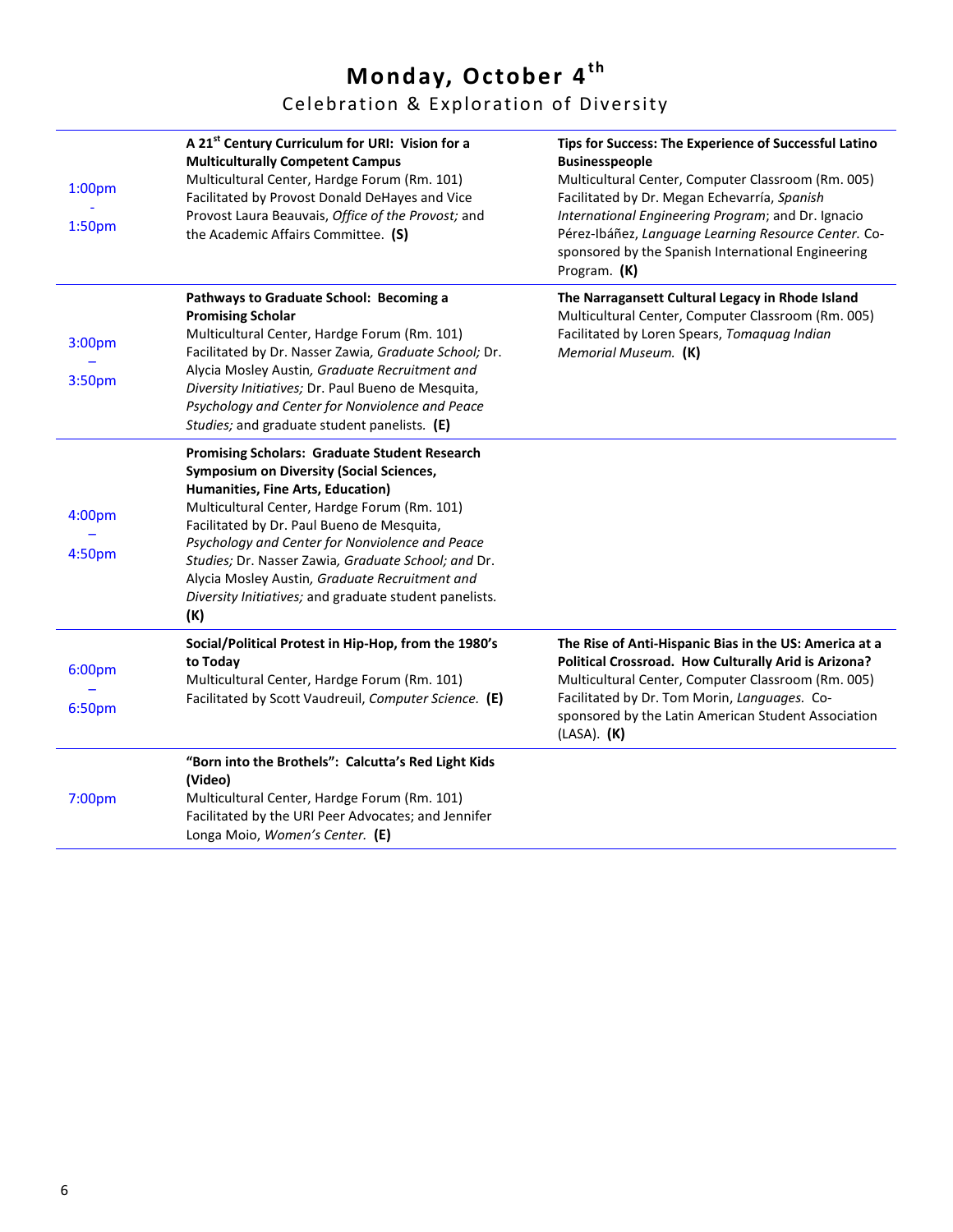# Monday, October 4th

## Celebration & Exploration of Diversity

| | | |
|---|---|---|
| 1:00pm - 1:50pm | **A 21st Century Curriculum for URI: Vision for a Multiculturally Competent Campus**<br>Multicultural Center, Hardge Forum (Rm. 101)<br>Facilitated by Provost Donald DeHayes and Vice Provost Laura Beauvais, *Office of the Provost;* and the Academic Affairs Committee. **(S)** | **Tips for Success: The Experience of Successful Latino Businesspeople**<br>Multicultural Center, Computer Classroom (Rm. 005)<br>Facilitated by Dr. Megan Echevarría, *Spanish International Engineering Program*; and Dr. Ignacio Pérez-Ibáñez, *Language Learning Resource Center.* Co-sponsored by the Spanish International Engineering Program. **(K)** |
| 3:00pm – 3:50pm | **Pathways to Graduate School: Becoming a Promising Scholar**<br>Multicultural Center, Hardge Forum (Rm. 101)<br>Facilitated by Dr. Nasser Zawia, *Graduate School;* Dr. Alycia Mosley Austin, *Graduate Recruitment and Diversity Initiatives;* Dr. Paul Bueno de Mesquita, *Psychology and Center for Nonviolence and Peace Studies;* and graduate student panelists. **(E)** | **The Narragansett Cultural Legacy in Rhode Island**<br>Multicultural Center, Computer Classroom (Rm. 005)<br>Facilitated by Loren Spears, *Tomaquag Indian Memorial Museum.* **(K)** |
| 4:00pm – 4:50pm | **Promising Scholars: Graduate Student Research Symposium on Diversity (Social Sciences, Humanities, Fine Arts, Education)**<br>Multicultural Center, Hardge Forum (Rm. 101)<br>Facilitated by Dr. Paul Bueno de Mesquita, *Psychology and Center for Nonviolence and Peace Studies;* Dr. Nasser Zawia, *Graduate School; and* Dr. Alycia Mosley Austin, *Graduate Recruitment and Diversity Initiatives;* and graduate student panelists. **(K)** | |
| 6:00pm – 6:50pm | **Social/Political Protest in Hip-Hop, from the 1980's to Today**<br>Multicultural Center, Hardge Forum (Rm. 101)<br>Facilitated by Scott Vaudreuil, *Computer Science.* **(E)** | **The Rise of Anti-Hispanic Bias in the US: America at a Political Crossroad. How Culturally Arid is Arizona?**<br>Multicultural Center, Computer Classroom (Rm. 005)<br>Facilitated by Dr. Tom Morin, *Languages.* Co-sponsored by the Latin American Student Association (LASA). **(K)** |
| 7:00pm | **"Born into the Brothels": Calcutta's Red Light Kids (Video)**<br>Multicultural Center, Hardge Forum (Rm. 101)<br>Facilitated by the URI Peer Advocates; and Jennifer Longa Moio, *Women's Center.* **(E)** | |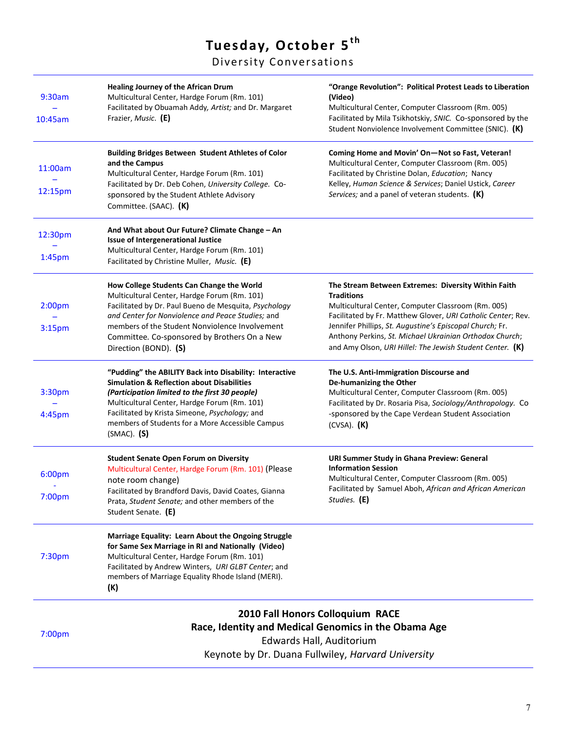# Tuesday, October 5th

## Diversity Conversations

| | | |
|---|---|---|
| 9:30am – 10:45am | **Healing Journey of the African Drum**<br>Multicultural Center, Hardge Forum (Rm. 101)<br>Facilitated by Obuamah Addy, *Artist;* and Dr. Margaret Frazier, *Music*. **(E)** | **"Orange Revolution": Political Protest Leads to Liberation (Video)**<br>Multicultural Center, Computer Classroom (Rm. 005)<br>Facilitated by Mila Tsikhotskiy, *SNIC.* Co-sponsored by the Student Nonviolence Involvement Committee (SNIC). **(K)** |
| 11:00am – 12:15pm | **Building Bridges Between Student Athletes of Color and the Campus**<br>Multicultural Center, Hardge Forum (Rm. 101)<br>Facilitated by Dr. Deb Cohen, *University College.* Co-sponsored by the Student Athlete Advisory Committee. (SAAC). **(K)** | **Coming Home and Movin' On—Not so Fast, Veteran!**<br>Multicultural Center, Computer Classroom (Rm. 005)<br>Facilitated by Christine Dolan, *Education*; Nancy Kelley, *Human Science & Services*; Daniel Ustick, *Career Services;* and a panel of veteran students. **(K)** |
| 12:30pm – 1:45pm | **And What about Our Future? Climate Change – An Issue of Intergenerational Justice**<br>Multicultural Center, Hardge Forum (Rm. 101)<br>Facilitated by Christine Muller, *Music.* **(E)** | |
| 2:00pm – 3:15pm | **How College Students Can Change the World**<br>Multicultural Center, Hardge Forum (Rm. 101)<br>Facilitated by Dr. Paul Bueno de Mesquita, *Psychology and Center for Nonviolence and Peace Studies;* and members of the Student Nonviolence Involvement Committee. Co-sponsored by Brothers On a New Direction (BOND). **(S)** | **The Stream Between Extremes: Diversity Within Faith Traditions**<br>Multicultural Center, Computer Classroom (Rm. 005)<br>Facilitated by Fr. Matthew Glover, *URI Catholic Center*; Rev. Jennifer Phillips, *St. Augustine's Episcopal Church;* Fr. Anthony Perkins, *St. Michael Ukrainian Orthodox Church*; and Amy Olson, *URI Hillel: The Jewish Student Center.* **(K)** |
| 3:30pm – 4:45pm | **"Pudding" the ABILITY Back into Disability: Interactive Simulation & Reflection about Disabilities**<br>***(Participation limited to the first 30 people)***<br>Multicultural Center, Hardge Forum (Rm. 101)<br>Facilitated by Krista Simeone, *Psychology;* and members of Students for a More Accessible Campus (SMAC). **(S)** | **The U.S. Anti-Immigration Discourse and De-humanizing the Other**<br>Multicultural Center, Computer Classroom (Rm. 005)<br>Facilitated by Dr. Rosaria Pisa, *Sociology/Anthropology.* Co-sponsored by the Cape Verdean Student Association (CVSA). **(K)** |
| 6:00pm - 7:00pm | **Student Senate Open Forum on Diversity**<br>Multicultural Center, Hardge Forum (Rm. 101) (Please note room change)<br>Facilitated by Brandford Davis, David Coates, Gianna Prata, *Student Senate;* and other members of the Student Senate. **(E)** | **URI Summer Study in Ghana Preview: General Information Session**<br>Multicultural Center, Computer Classroom (Rm. 005)<br>Facilitated by Samuel Aboh, *African and African American Studies.* **(E)** |
| 7:30pm | **Marriage Equality: Learn About the Ongoing Struggle for Same Sex Marriage in RI and Nationally (Video)**<br>Multicultural Center, Hardge Forum (Rm. 101)<br>Facilitated by Andrew Winters, *URI GLBT Center*; and members of Marriage Equality Rhode Island (MERI). **(K)** | |
| 7:00pm | **2010 Fall Honors Colloquium RACE**<br>**Race, Identity and Medical Genomics in the Obama Age**<br>Edwards Hall, Auditorium<br>Keynote by Dr. Duana Fullwiley, *Harvard University* | |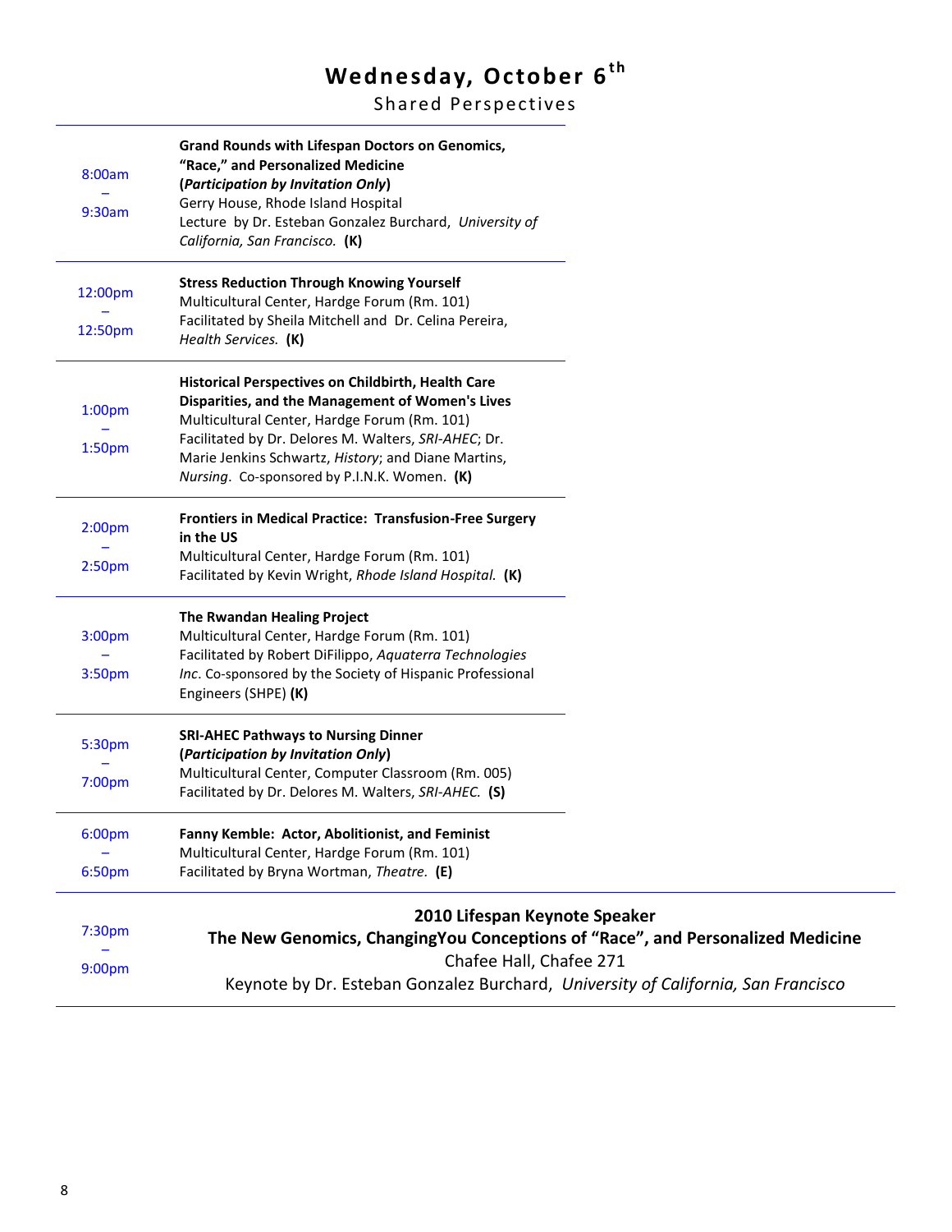# Wednesday, October 6th

## Shared Perspectives

| | |
|---|---|
| 8:00am – 9:30am | **Grand Rounds with Lifespan Doctors on Genomics, "Race," and Personalized Medicine** **(*Participation by Invitation Only*)** Gerry House, Rhode Island Hospital Lecture by Dr. Esteban Gonzalez Burchard, *University of California, San Francisco.* **(K)** |
| 12:00pm – 12:50pm | **Stress Reduction Through Knowing Yourself** Multicultural Center, Hardge Forum (Rm. 101) Facilitated by Sheila Mitchell and Dr. Celina Pereira, *Health Services.* **(K)** |
| 1:00pm – 1:50pm | **Historical Perspectives on Childbirth, Health Care Disparities, and the Management of Women's Lives** Multicultural Center, Hardge Forum (Rm. 101) Facilitated by Dr. Delores M. Walters, *SRI-AHEC*; Dr. Marie Jenkins Schwartz, *History*; and Diane Martins, *Nursing*. Co-sponsored by P.I.N.K. Women. **(K)** |
| 2:00pm – 2:50pm | **Frontiers in Medical Practice: Transfusion-Free Surgery in the US** Multicultural Center, Hardge Forum (Rm. 101) Facilitated by Kevin Wright, *Rhode Island Hospital.* **(K)** |
| 3:00pm – 3:50pm | **The Rwandan Healing Project** Multicultural Center, Hardge Forum (Rm. 101) Facilitated by Robert DiFilippo, *Aquaterra Technologies Inc*. Co-sponsored by the Society of Hispanic Professional Engineers (SHPE) **(K)** |
| 5:30pm – 7:00pm | **SRI-AHEC Pathways to Nursing Dinner** **(*Participation by Invitation Only*)** Multicultural Center, Computer Classroom (Rm. 005) Facilitated by Dr. Delores M. Walters, *SRI-AHEC.* **(S)** |
| 6:00pm – 6:50pm | **Fanny Kemble: Actor, Abolitionist, and Feminist** Multicultural Center, Hardge Forum (Rm. 101) Facilitated by Bryna Wortman, *Theatre.* **(E)** |
| 7:30pm – 9:00pm | **2010 Lifespan Keynote Speaker** **The New Genomics, ChangingYou Conceptions of "Race", and Personalized Medicine** Chafee Hall, Chafee 271 Keynote by Dr. Esteban Gonzalez Burchard, *University of California, San Francisco* |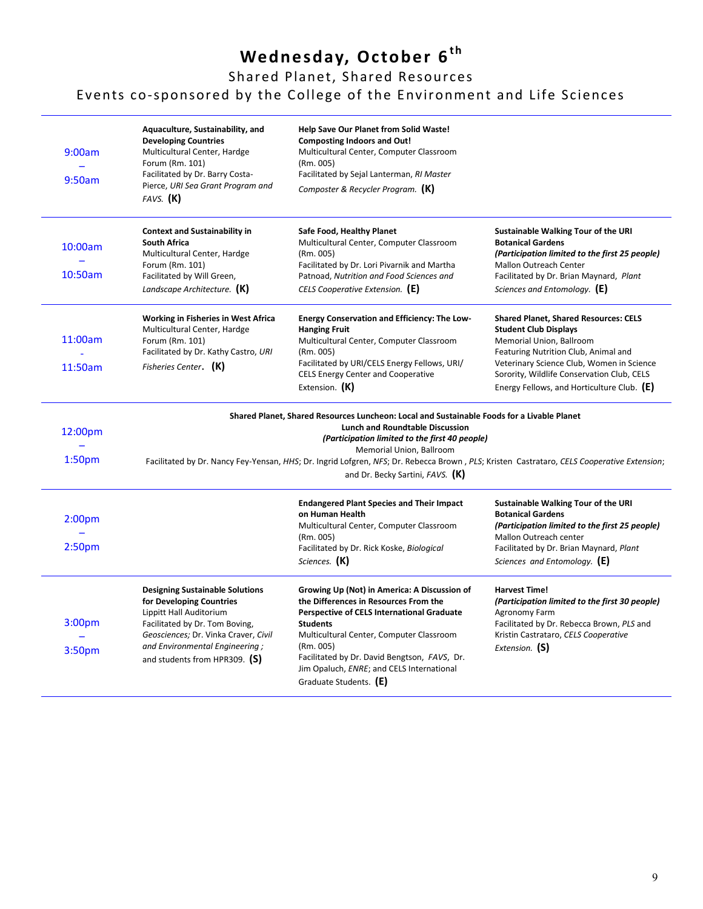# Wednesday, October 6th

Shared Planet, Shared Resources

Events co-sponsored by the College of the Environment and Life Sciences

| | | | |
|---|---|---|---|
| 9:00am – 9:50am | **Aquaculture, Sustainability, and Developing Countries**<br>Multicultural Center, Hardge Forum (Rm. 101)<br>Facilitated by Dr. Barry Costa-Pierce, *URI Sea Grant Program and FAVS.* **(K)** | **Help Save Our Planet from Solid Waste! Composting Indoors and Out!**<br>Multicultural Center, Computer Classroom (Rm. 005)<br>Facilitated by Sejal Lanterman, *RI Master Composter & Recycler Program.* **(K)** | |
| 10:00am – 10:50am | **Context and Sustainability in South Africa**<br>Multicultural Center, Hardge Forum (Rm. 101)<br>Facilitated by Will Green, *Landscape Architecture.* **(K)** | **Safe Food, Healthy Planet**<br>Multicultural Center, Computer Classroom (Rm. 005)<br>Facilitated by Dr. Lori Pivarnik and Martha Patnoad, *Nutrition and Food Sciences and CELS Cooperative Extension.* **(E)** | **Sustainable Walking Tour of the URI Botanical Gardens**<br>***(Participation limited to the first 25 people)***<br>Mallon Outreach Center<br>Facilitated by Dr. Brian Maynard, *Plant Sciences and Entomology.* **(E)** |
| 11:00am - 11:50am | **Working in Fisheries in West Africa**<br>Multicultural Center, Hardge Forum (Rm. 101)<br>Facilitated by Dr. Kathy Castro, *URI Fisheries Center*. **(K)** | **Energy Conservation and Efficiency: The Low-Hanging Fruit**<br>Multicultural Center, Computer Classroom (Rm. 005)<br>Facilitated by URI/CELS Energy Fellows, URI/CELS Energy Center and Cooperative Extension. **(K)** | **Shared Planet, Shared Resources: CELS Student Club Displays**<br>Memorial Union, Ballroom<br>Featuring Nutrition Club, Animal and Veterinary Science Club, Women in Science Sorority, Wildlife Conservation Club, CELS Energy Fellows, and Horticulture Club. **(E)** |
| 12:00pm – 1:50pm | **Shared Planet, Shared Resources Luncheon: Local and Sustainable Foods for a Livable Planet**<br>**Lunch and Roundtable Discussion**<br>***(Participation limited to the first 40 people)***<br>Memorial Union, Ballroom<br>Facilitated by Dr. Nancy Fey-Yensan, *HHS*; Dr. Ingrid Lofgren, *NFS*; Dr. Rebecca Brown , *PLS*; Kristen Castrataro, *CELS Cooperative Extension*; and Dr. Becky Sartini, *FAVS.* **(K)** | | |
| 2:00pm – 2:50pm | | **Endangered Plant Species and Their Impact on Human Health**<br>Multicultural Center, Computer Classroom (Rm. 005)<br>Facilitated by Dr. Rick Koske, *Biological Sciences.* **(K)** | **Sustainable Walking Tour of the URI Botanical Gardens**<br>***(Participation limited to the first 25 people)***<br>Mallon Outreach center<br>Facilitated by Dr. Brian Maynard, *Plant Sciences and Entomology.* **(E)** |
| 3:00pm – 3:50pm | **Designing Sustainable Solutions for Developing Countries**<br>Lippitt Hall Auditorium<br>Facilitated by Dr. Tom Boving, *Geosciences;* Dr. Vinka Craver, *Civil and Environmental Engineering ;* and students from HPR309. **(S)** | **Growing Up (Not) in America: A Discussion of the Differences in Resources From the Perspective of CELS International Graduate Students**<br>Multicultural Center, Computer Classroom (Rm. 005)<br>Facilitated by Dr. David Bengtson, *FAVS*, Dr. Jim Opaluch, *ENRE*; and CELS International Graduate Students. **(E)** | **Harvest Time!**<br>***(Participation limited to the first 30 people)***<br>Agronomy Farm<br>Facilitated by Dr. Rebecca Brown, *PLS* and Kristin Castrataro, *CELS Cooperative Extension.* **(S)** |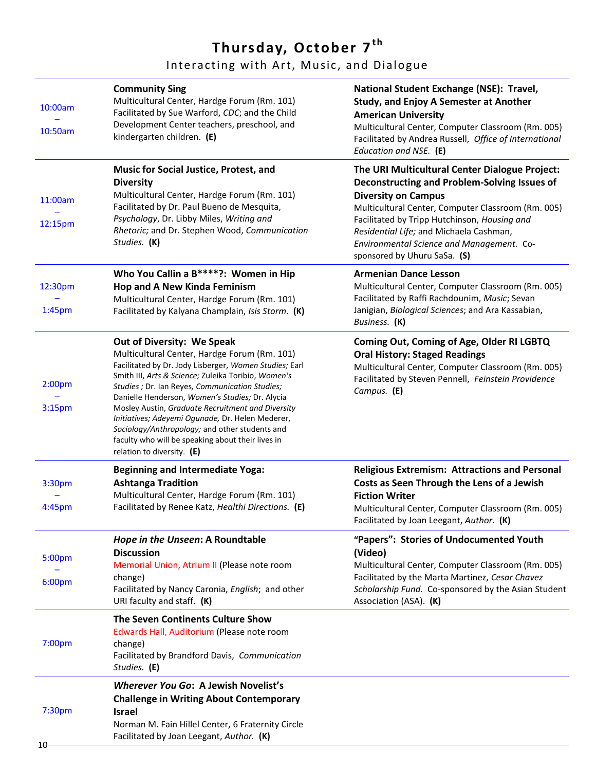# Thursday, October 7th

Interacting with Art, Music, and Dialogue

| | | |
|---|---|---|
| 10:00am – 10:50am | **Community Sing**<br>Multicultural Center, Hardge Forum (Rm. 101)<br>Facilitated by Sue Warford, *CDC*; and the Child Development Center teachers, preschool, and kindergarten children. **(E)** | **National Student Exchange (NSE): Travel, Study, and Enjoy A Semester at Another American University**<br>Multicultural Center, Computer Classroom (Rm. 005)<br>Facilitated by Andrea Russell, *Office of International Education and NSE.* **(E)** |
| 11:00am – 12:15pm | **Music for Social Justice, Protest, and Diversity**<br>Multicultural Center, Hardge Forum (Rm. 101)<br>Facilitated by Dr. Paul Bueno de Mesquita, *Psychology*, Dr. Libby Miles, *Writing and Rhetoric;* and Dr. Stephen Wood, *Communication Studies.* **(K)** | **The URI Multicultural Center Dialogue Project: Deconstructing and Problem-Solving Issues of Diversity on Campus**<br>Multicultural Center, Computer Classroom (Rm. 005)<br>Facilitated by Tripp Hutchinson, *Housing and Residential Life;* and Michaela Cashman, *Environmental Science and Management.* Co-sponsored by Uhuru SaSa. **(S)** |
| 12:30pm – 1:45pm | **Who You Callin a B****?: Women in Hip Hop and A New Kinda Feminism**<br>Multicultural Center, Hardge Forum (Rm. 101)<br>Facilitated by Kalyana Champlain, *Isis Storm.* **(K)** | **Armenian Dance Lesson**<br>Multicultural Center, Computer Classroom (Rm. 005)<br>Facilitated by Raffi Rachdounim, *Music*; Sevan Janigian, *Biological Sciences*; and Ara Kassabian, *Business.* **(K)** |
| 2:00pm – 3:15pm | **Out of Diversity: We Speak**<br>Multicultural Center, Hardge Forum (Rm. 101)<br>Facilitated by Dr. Jody Lisberger, *Women Studies;* Earl Smith III, *Arts & Science;* Zuleika Toribio, *Women's Studies ;* Dr. Ian Reyes, *Communication Studies;* Danielle Henderson, *Women's Studies;* Dr. Alycia Mosley Austin, *Graduate Recruitment and Diversity Initiatives; Adeyemi Ogunade,* Dr. Helen Mederer, *Sociology/Anthropology;* and other students and faculty who will be speaking about their lives in relation to diversity. **(E)** | **Coming Out, Coming of Age, Older RI LGBTQ Oral History: Staged Readings**<br>Multicultural Center, Computer Classroom (Rm. 005)<br>Facilitated by Steven Pennell, *Feinstein Providence Campus.* **(E)** |
| 3:30pm – 4:45pm | **Beginning and Intermediate Yoga: Ashtanga Tradition**<br>Multicultural Center, Hardge Forum (Rm. 101)<br>Facilitated by Renee Katz, *Healthi Directions.* **(E)** | **Religious Extremism: Attractions and Personal Costs as Seen Through the Lens of a Jewish Fiction Writer**<br>Multicultural Center, Computer Classroom (Rm. 005)<br>Facilitated by Joan Leegant, *Author.* **(K)** |
| 5:00pm – 6:00pm | ***Hope in the Unseen*: A Roundtable Discussion**<br>Memorial Union, Atrium II (Please note room change)<br>Facilitated by Nancy Caronia, *English*; and other URI faculty and staff. **(K)** | **"Papers": Stories of Undocumented Youth (Video)**<br>Multicultural Center, Computer Classroom (Rm. 005)<br>Facilitated by the Marta Martinez, *Cesar Chavez Scholarship Fund.* Co-sponsored by the Asian Student Association (ASA). **(K)** |
| 7:00pm | **The Seven Continents Culture Show**<br>Edwards Hall, Auditorium (Please note room change)<br>Facilitated by Brandford Davis, *Communication Studies.* **(E)** | |
| 7:30pm | ***Wherever You Go*: A Jewish Novelist's Challenge in Writing About Contemporary Israel**<br>Norman M. Fain Hillel Center, 6 Fraternity Circle<br>Facilitated by Joan Leegant, *Author.* **(K)** | |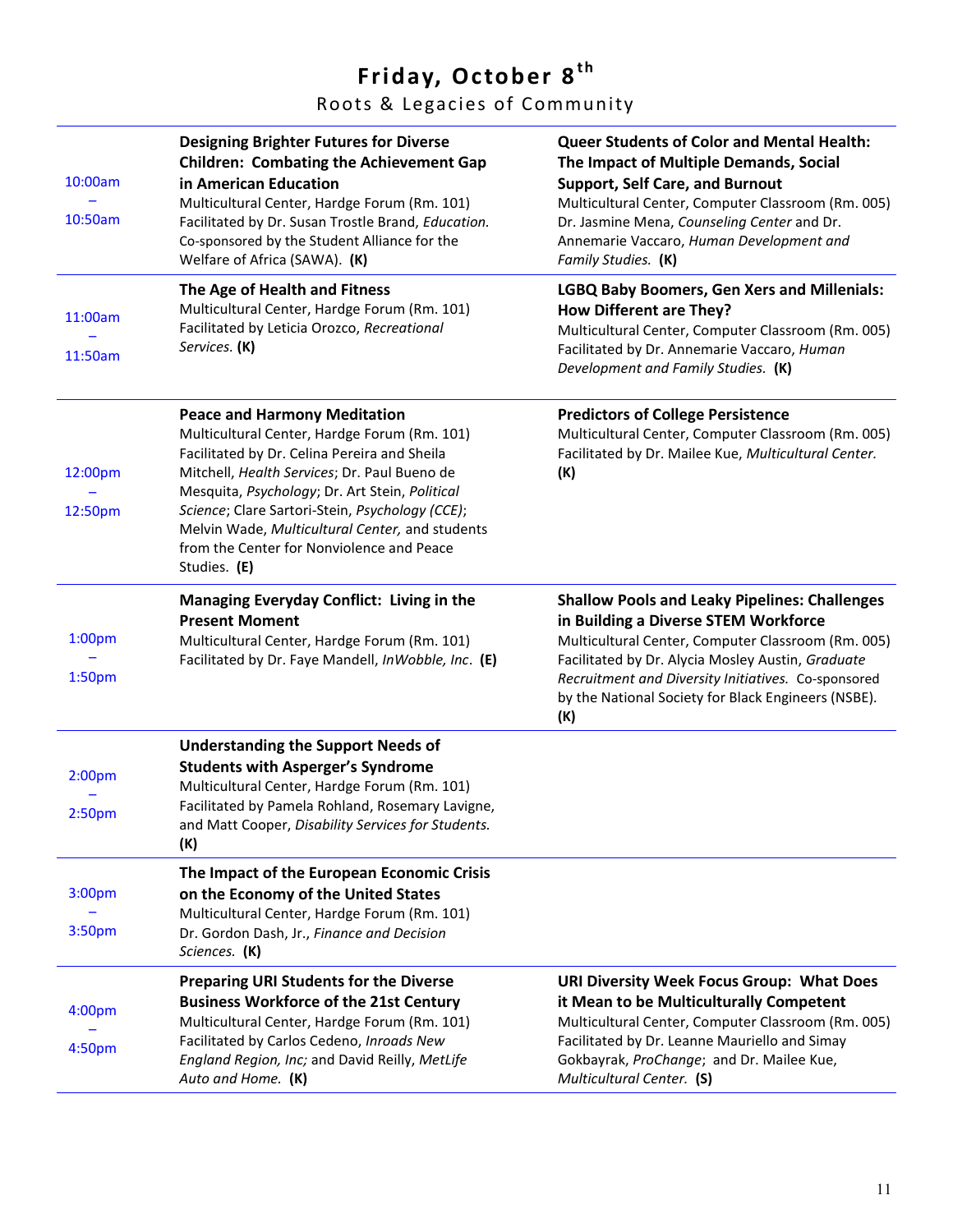# Friday, October 8th

## Roots & Legacies of Community

| | | |
|---|---|---|
| 10:00am – 10:50am | **Designing Brighter Futures for Diverse Children: Combating the Achievement Gap in American Education** Multicultural Center, Hardge Forum (Rm. 101) Facilitated by Dr. Susan Trostle Brand, *Education.* Co-sponsored by the Student Alliance for the Welfare of Africa (SAWA). **(K)** | **Queer Students of Color and Mental Health: The Impact of Multiple Demands, Social Support, Self Care, and Burnout** Multicultural Center, Computer Classroom (Rm. 005) Dr. Jasmine Mena, *Counseling Center* and Dr. Annemarie Vaccaro, *Human Development and Family Studies.* **(K)** |
| 11:00am – 11:50am | **The Age of Health and Fitness** Multicultural Center, Hardge Forum (Rm. 101) Facilitated by Leticia Orozco, *Recreational Services.* **(K)** | **LGBQ Baby Boomers, Gen Xers and Millenials: How Different are They?** Multicultural Center, Computer Classroom (Rm. 005) Facilitated by Dr. Annemarie Vaccaro, *Human Development and Family Studies.* **(K)** |
| 12:00pm – 12:50pm | **Peace and Harmony Meditation** Multicultural Center, Hardge Forum (Rm. 101) Facilitated by Dr. Celina Pereira and Sheila Mitchell, *Health Services*; Dr. Paul Bueno de Mesquita, *Psychology*; Dr. Art Stein, *Political Science*; Clare Sartori-Stein, *Psychology (CCE)*; Melvin Wade, *Multicultural Center,* and students from the Center for Nonviolence and Peace Studies. **(E)** | **Predictors of College Persistence** Multicultural Center, Computer Classroom (Rm. 005) Facilitated by Dr. Mailee Kue, *Multicultural Center.* **(K)** |
| 1:00pm – 1:50pm | **Managing Everyday Conflict: Living in the Present Moment** Multicultural Center, Hardge Forum (Rm. 101) Facilitated by Dr. Faye Mandell, *InWobble, Inc*. **(E)** | **Shallow Pools and Leaky Pipelines: Challenges in Building a Diverse STEM Workforce** Multicultural Center, Computer Classroom (Rm. 005) Facilitated by Dr. Alycia Mosley Austin, *Graduate Recruitment and Diversity Initiatives.* Co-sponsored by the National Society for Black Engineers (NSBE). **(K)** |
| 2:00pm – 2:50pm | **Understanding the Support Needs of Students with Asperger's Syndrome** Multicultural Center, Hardge Forum (Rm. 101) Facilitated by Pamela Rohland, Rosemary Lavigne, and Matt Cooper, *Disability Services for Students.* **(K)** | |
| 3:00pm – 3:50pm | **The Impact of the European Economic Crisis on the Economy of the United States** Multicultural Center, Hardge Forum (Rm. 101) Dr. Gordon Dash, Jr., *Finance and Decision Sciences.* **(K)** | |
| 4:00pm – 4:50pm | **Preparing URI Students for the Diverse Business Workforce of the 21st Century** Multicultural Center, Hardge Forum (Rm. 101) Facilitated by Carlos Cedeno, *Inroads New England Region, Inc;* and David Reilly, *MetLife Auto and Home.* **(K)** | **URI Diversity Week Focus Group: What Does it Mean to be Multiculturally Competent** Multicultural Center, Computer Classroom (Rm. 005) Facilitated by Dr. Leanne Mauriello and Simay Gokbayrak, *ProChange*; and Dr. Mailee Kue, *Multicultural Center.* **(S)** |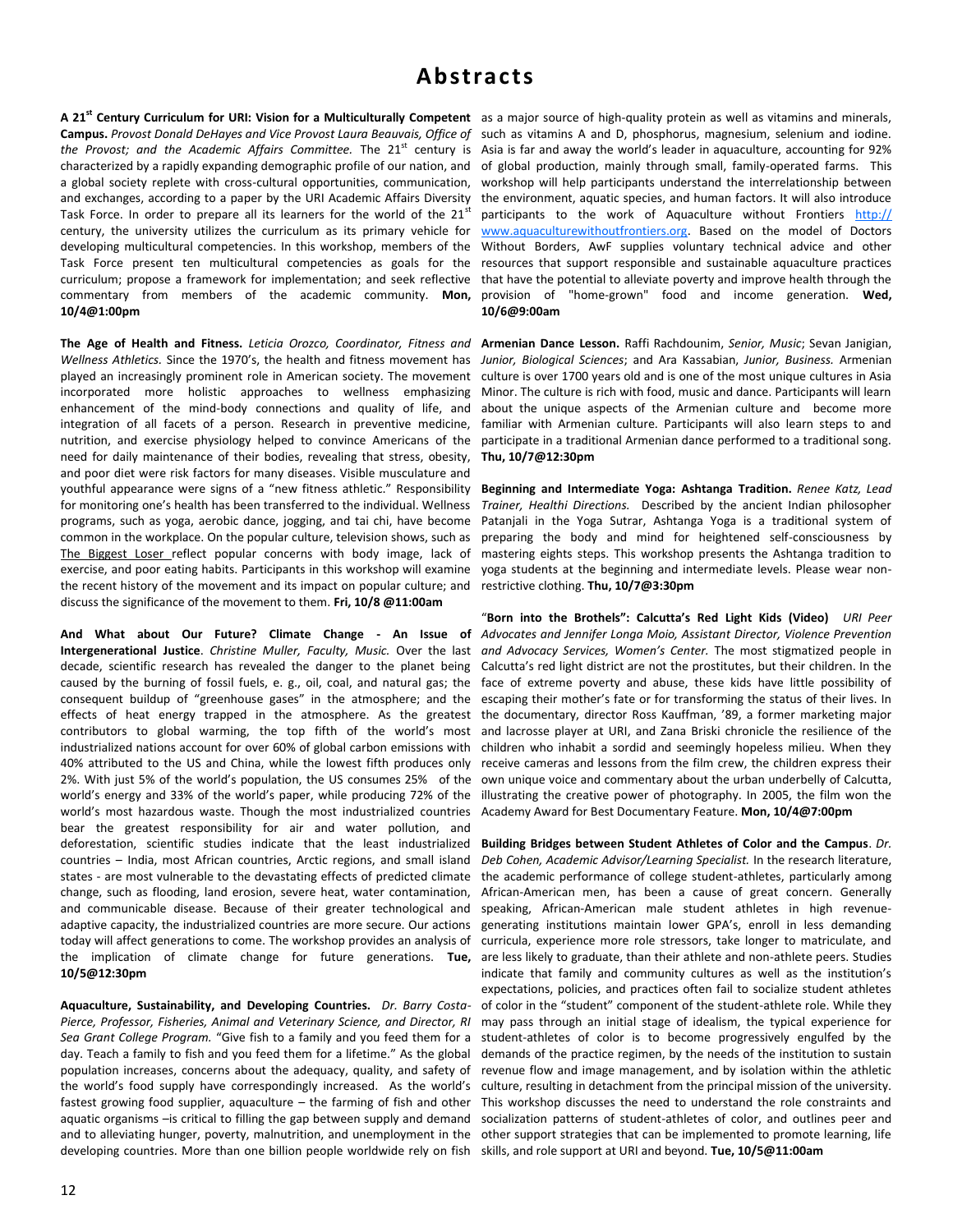# Abstracts

**A 21st Century Curriculum for URI: Vision for a Multiculturally Competent Campus.** *Provost Donald DeHayes and Vice Provost Laura Beauvais, Office of the Provost; and the Academic Affairs Committee.* The 21st century is characterized by a rapidly expanding demographic profile of our nation, and a global society replete with cross-cultural opportunities, communication, and exchanges, according to a paper by the URI Academic Affairs Diversity Task Force. In order to prepare all its learners for the world of the 21st century, the university utilizes the curriculum as its primary vehicle for developing multicultural competencies. In this workshop, members of the Task Force present ten multicultural competencies as goals for the curriculum; propose a framework for implementation; and seek reflective commentary from members of the academic community. **Mon, 10/4@1:00pm**

**The Age of Health and Fitness.** *Leticia Orozco, Coordinator, Fitness and Wellness Athletics.* Since the 1970's, the health and fitness movement has played an increasingly prominent role in American society. The movement incorporated more holistic approaches to wellness emphasizing enhancement of the mind-body connections and quality of life, and integration of all facets of a person. Research in preventive medicine, nutrition, and exercise physiology helped to convince Americans of the need for daily maintenance of their bodies, revealing that stress, obesity, and poor diet were risk factors for many diseases. Visible musculature and youthful appearance were signs of a "new fitness athletic." Responsibility for monitoring one's health has been transferred to the individual. Wellness programs, such as yoga, aerobic dance, jogging, and tai chi, have become common in the workplace. On the popular culture, television shows, such as The Biggest Loser reflect popular concerns with body image, lack of exercise, and poor eating habits. Participants in this workshop will examine the recent history of the movement and its impact on popular culture; and discuss the significance of the movement to them. **Fri, 10/8 @11:00am**

**And What about Our Future? Climate Change - An Issue of Intergenerational Justice**. *Christine Muller, Faculty, Music.* Over the last decade, scientific research has revealed the danger to the planet being caused by the burning of fossil fuels, e. g., oil, coal, and natural gas; the consequent buildup of "greenhouse gases" in the atmosphere; and the effects of heat energy trapped in the atmosphere. As the greatest contributors to global warming, the top fifth of the world's most industrialized nations account for over 60% of global carbon emissions with 40% attributed to the US and China, while the lowest fifth produces only 2%. With just 5% of the world's population, the US consumes 25% of the world's energy and 33% of the world's paper, while producing 72% of the world's most hazardous waste. Though the most industrialized countries bear the greatest responsibility for air and water pollution, and deforestation, scientific studies indicate that the least industrialized countries – India, most African countries, Arctic regions, and small island states - are most vulnerable to the devastating effects of predicted climate change, such as flooding, land erosion, severe heat, water contamination, and communicable disease. Because of their greater technological and adaptive capacity, the industrialized countries are more secure. Our actions today will affect generations to come. The workshop provides an analysis of the implication of climate change for future generations. **Tue, 10/5@12:30pm**

**Aquaculture, Sustainability, and Developing Countries.** *Dr. Barry Costa-Pierce, Professor, Fisheries, Animal and Veterinary Science, and Director, RI Sea Grant College Program.* "Give fish to a family and you feed them for a day. Teach a family to fish and you feed them for a lifetime." As the global population increases, concerns about the adequacy, quality, and safety of the world's food supply have correspondingly increased. As the world's fastest growing food supplier, aquaculture – the farming of fish and other aquatic organisms –is critical to filling the gap between supply and demand and to alleviating hunger, poverty, malnutrition, and unemployment in the developing countries. More than one billion people worldwide rely on fish as a major source of high-quality protein as well as vitamins and minerals, such as vitamins A and D, phosphorus, magnesium, selenium and iodine. Asia is far and away the world's leader in aquaculture, accounting for 92% of global production, mainly through small, family-operated farms. This workshop will help participants understand the interrelationship between the environment, aquatic species, and human factors. It will also introduce participants to the work of Aquaculture without Frontiers http://www.aquaculturewithoutfrontiers.org. Based on the model of Doctors Without Borders, AwF supplies voluntary technical advice and other resources that support responsible and sustainable aquaculture practices that have the potential to alleviate poverty and improve health through the provision of "home-grown" food and income generation. **Wed, 10/6@9:00am**

**Armenian Dance Lesson.** Raffi Rachdounim, *Senior, Music*; Sevan Janigian, *Junior, Biological Sciences*; and Ara Kassabian, *Junior, Business.* Armenian culture is over 1700 years old and is one of the most unique cultures in Asia Minor. The culture is rich with food, music and dance. Participants will learn about the unique aspects of the Armenian culture and become more familiar with Armenian culture. Participants will also learn steps to and participate in a traditional Armenian dance performed to a traditional song. **Thu, 10/7@12:30pm**

**Beginning and Intermediate Yoga: Ashtanga Tradition.** *Renee Katz, Lead Trainer, Healthi Directions.* Described by the ancient Indian philosopher Patanjali in the Yoga Sutrar, Ashtanga Yoga is a traditional system of preparing the body and mind for heightened self-consciousness by mastering eights steps. This workshop presents the Ashtanga tradition to yoga students at the beginning and intermediate levels. Please wear non-restrictive clothing. **Thu, 10/7@3:30pm**

"**Born into the Brothels": Calcutta's Red Light Kids (Video)** *URI Peer Advocates and Jennifer Longa Moio, Assistant Director, Violence Prevention and Advocacy Services, Women's Center.* The most stigmatized people in Calcutta's red light district are not the prostitutes, but their children. In the face of extreme poverty and abuse, these kids have little possibility of escaping their mother's fate or for transforming the status of their lives. In the documentary, director Ross Kauffman, '89, a former marketing major and lacrosse player at URI, and Zana Briski chronicle the resilience of the children who inhabit a sordid and seemingly hopeless milieu. When they receive cameras and lessons from the film crew, the children express their own unique voice and commentary about the urban underbelly of Calcutta, illustrating the creative power of photography. In 2005, the film won the Academy Award for Best Documentary Feature. **Mon, 10/4@7:00pm**

**Building Bridges between Student Athletes of Color and the Campus**. *Dr. Deb Cohen, Academic Advisor/Learning Specialist.* In the research literature, the academic performance of college student-athletes, particularly among African-American men, has been a cause of great concern. Generally speaking, African-American male student athletes in high revenue-generating institutions maintain lower GPA's, enroll in less demanding curricula, experience more role stressors, take longer to matriculate, and are less likely to graduate, than their athlete and non-athlete peers. Studies indicate that family and community cultures as well as the institution's expectations, policies, and practices often fail to socialize student athletes of color in the "student" component of the student-athlete role. While they may pass through an initial stage of idealism, the typical experience for student-athletes of color is to become progressively engulfed by the demands of the practice regimen, by the needs of the institution to sustain revenue flow and image management, and by isolation within the athletic culture, resulting in detachment from the principal mission of the university. This workshop discusses the need to understand the role constraints and socialization patterns of student-athletes of color, and outlines peer and other support strategies that can be implemented to promote learning, life skills, and role support at URI and beyond. **Tue, 10/5@11:00am**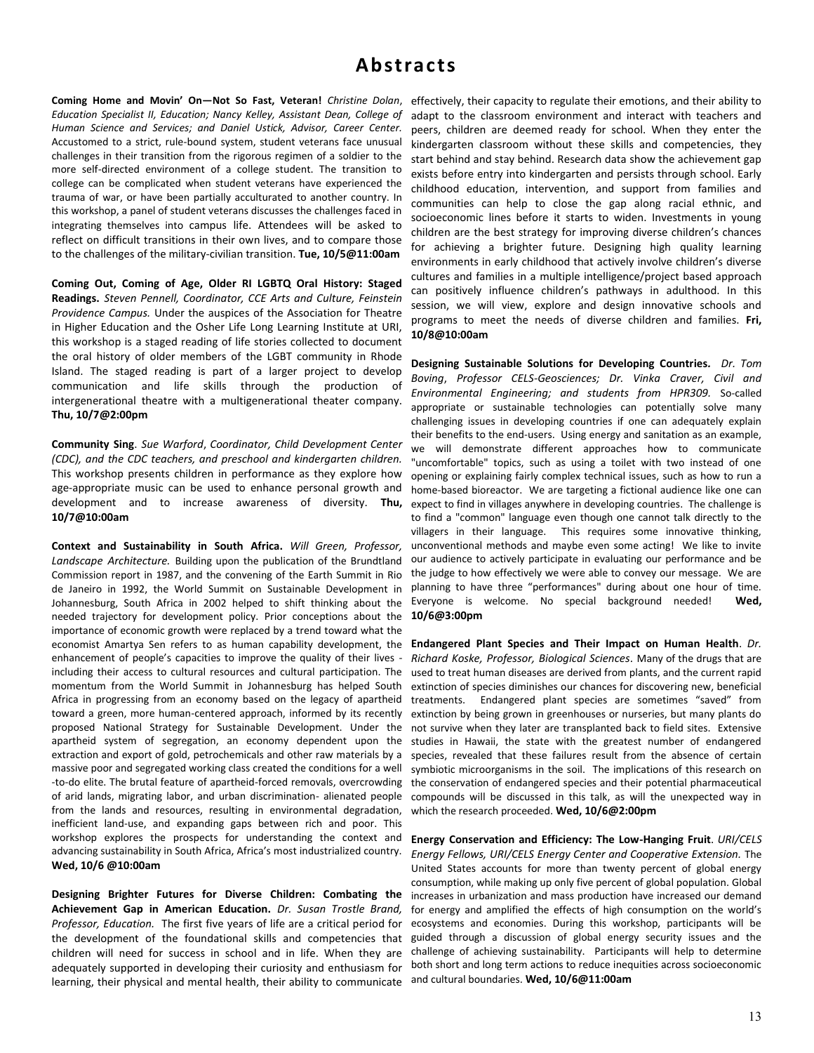# Abstracts

**Coming Home and Movin' On—Not So Fast, Veteran!** *Christine Dolan, Education Specialist II, Education; Nancy Kelley, Assistant Dean, College of Human Science and Services; and Daniel Ustick, Advisor, Career Center.* Accustomed to a strict, rule-bound system, student veterans face unusual challenges in their transition from the rigorous regimen of a soldier to the more self-directed environment of a college student. The transition to college can be complicated when student veterans have experienced the trauma of war, or have been partially acculturated to another country. In this workshop, a panel of student veterans discusses the challenges faced in integrating themselves into campus life. Attendees will be asked to reflect on difficult transitions in their own lives, and to compare those to the challenges of the military-civilian transition. **Tue, 10/5@11:00am**

**Coming Out, Coming of Age, Older RI LGBTQ Oral History: Staged Readings.** *Steven Pennell, Coordinator, CCE Arts and Culture, Feinstein Providence Campus.* Under the auspices of the Association for Theatre in Higher Education and the Osher Life Long Learning Institute at URI, this workshop is a staged reading of life stories collected to document the oral history of older members of the LGBT community in Rhode Island. The staged reading is part of a larger project to develop communication and life skills through the production of intergenerational theatre with a multigenerational theater company. **Thu, 10/7@2:00pm**

**Community Sing**. *Sue Warford, Coordinator, Child Development Center (CDC), and the CDC teachers, and preschool and kindergarten children.* This workshop presents children in performance as they explore how age-appropriate music can be used to enhance personal growth and development and to increase awareness of diversity. **Thu, 10/7@10:00am**

**Context and Sustainability in South Africa.** *Will Green, Professor, Landscape Architecture.* Building upon the publication of the Brundtland Commission report in 1987, and the convening of the Earth Summit in Rio de Janeiro in 1992, the World Summit on Sustainable Development in Johannesburg, South Africa in 2002 helped to shift thinking about the needed trajectory for development policy. Prior conceptions about the importance of economic growth were replaced by a trend toward what the economist Amartya Sen refers to as human capability development, the enhancement of people's capacities to improve the quality of their lives - including their access to cultural resources and cultural participation. The momentum from the World Summit in Johannesburg has helped South Africa in progressing from an economy based on the legacy of apartheid toward a green, more human-centered approach, informed by its recently proposed National Strategy for Sustainable Development. Under the apartheid system of segregation, an economy dependent upon the extraction and export of gold, petrochemicals and other raw materials by a massive poor and segregated working class created the conditions for a well -to-do elite. The brutal feature of apartheid-forced removals, overcrowding of arid lands, migrating labor, and urban discrimination- alienated people from the lands and resources, resulting in environmental degradation, inefficient land-use, and expanding gaps between rich and poor. This workshop explores the prospects for understanding the context and advancing sustainability in South Africa, Africa's most industrialized country. **Wed, 10/6 @10:00am**

**Designing Brighter Futures for Diverse Children: Combating the Achievement Gap in American Education.** *Dr. Susan Trostle Brand, Professor, Education.* The first five years of life are a critical period for the development of the foundational skills and competencies that children will need for success in school and in life. When they are adequately supported in developing their curiosity and enthusiasm for learning, their physical and mental health, their ability to communicate effectively, their capacity to regulate their emotions, and their ability to adapt to the classroom environment and interact with teachers and peers, children are deemed ready for school. When they enter the kindergarten classroom without these skills and competencies, they start behind and stay behind. Research data show the achievement gap exists before entry into kindergarten and persists through school. Early childhood education, intervention, and support from families and communities can help to close the gap along racial ethnic, and socioeconomic lines before it starts to widen. Investments in young children are the best strategy for improving diverse children's chances for achieving a brighter future. Designing high quality learning environments in early childhood that actively involve children's diverse cultures and families in a multiple intelligence/project based approach can positively influence children's pathways in adulthood. In this session, we will view, explore and design innovative schools and programs to meet the needs of diverse children and families. **Fri, 10/8@10:00am**

**Designing Sustainable Solutions for Developing Countries.** *Dr. Tom Boving, Professor CELS-Geosciences; Dr. Vinka Craver, Civil and Environmental Engineering; and students from HPR309.* So-called appropriate or sustainable technologies can potentially solve many challenging issues in developing countries if one can adequately explain their benefits to the end-users. Using energy and sanitation as an example, we will demonstrate different approaches how to communicate "uncomfortable" topics, such as using a toilet with two instead of one opening or explaining fairly complex technical issues, such as how to run a home-based bioreactor. We are targeting a fictional audience like one can expect to find in villages anywhere in developing countries. The challenge is to find a "common" language even though one cannot talk directly to the villagers in their language. This requires some innovative thinking, unconventional methods and maybe even some acting! We like to invite our audience to actively participate in evaluating our performance and be the judge to how effectively we were able to convey our message. We are planning to have three "performances" during about one hour of time. Everyone is welcome. No special background needed! **Wed, 10/6@3:00pm**

**Endangered Plant Species and Their Impact on Human Health**. *Dr. Richard Koske, Professor, Biological Sciences*. Many of the drugs that are used to treat human diseases are derived from plants, and the current rapid extinction of species diminishes our chances for discovering new, beneficial treatments. Endangered plant species are sometimes "saved" from extinction by being grown in greenhouses or nurseries, but many plants do not survive when they later are transplanted back to field sites. Extensive studies in Hawaii, the state with the greatest number of endangered species, revealed that these failures result from the absence of certain symbiotic microorganisms in the soil. The implications of this research on the conservation of endangered species and their potential pharmaceutical compounds will be discussed in this talk, as will the unexpected way in which the research proceeded. **Wed, 10/6@2:00pm**

**Energy Conservation and Efficiency: The Low-Hanging Fruit**. *URI/CELS Energy Fellows, URI/CELS Energy Center and Cooperative Extension.* The United States accounts for more than twenty percent of global energy consumption, while making up only five percent of global population. Global increases in urbanization and mass production have increased our demand for energy and amplified the effects of high consumption on the world's ecosystems and economies. During this workshop, participants will be guided through a discussion of global energy security issues and the challenge of achieving sustainability. Participants will help to determine both short and long term actions to reduce inequities across socioeconomic and cultural boundaries. **Wed, 10/6@11:00am**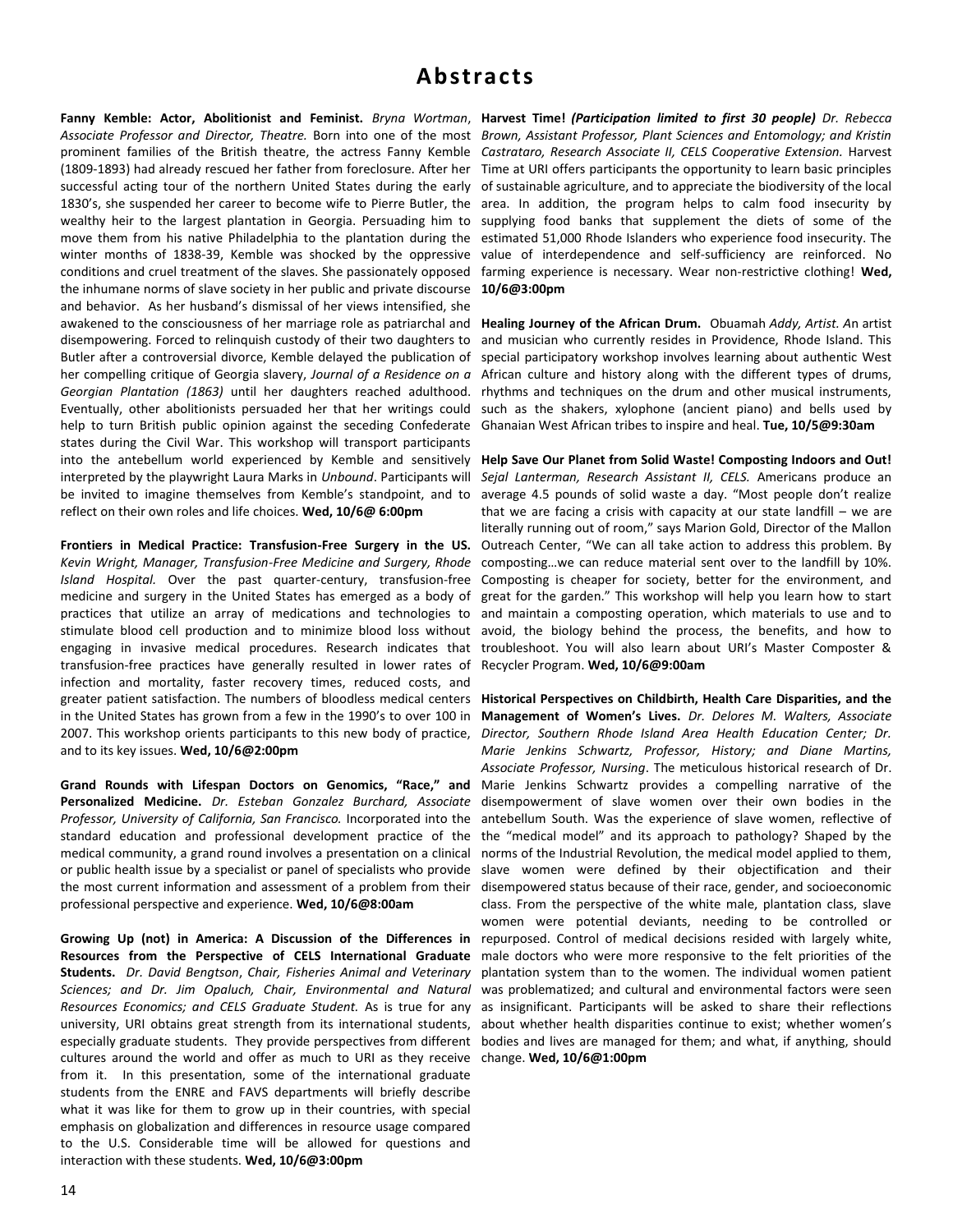# Abstracts

**Fanny Kemble: Actor, Abolitionist and Feminist.** *Bryna Wortman, Associate Professor and Director, Theatre.* Born into one of the most prominent families of the British theatre, the actress Fanny Kemble (1809-1893) had already rescued her father from foreclosure. After her successful acting tour of the northern United States during the early 1830's, she suspended her career to become wife to Pierre Butler, the wealthy heir to the largest plantation in Georgia. Persuading him to move them from his native Philadelphia to the plantation during the winter months of 1838-39, Kemble was shocked by the oppressive conditions and cruel treatment of the slaves. She passionately opposed the inhumane norms of slave society in her public and private discourse and behavior. As her husband's dismissal of her views intensified, she awakened to the consciousness of her marriage role as patriarchal and disempowering. Forced to relinquish custody of their two daughters to Butler after a controversial divorce, Kemble delayed the publication of her compelling critique of Georgia slavery, *Journal of a Residence on a Georgian Plantation (1863)* until her daughters reached adulthood. Eventually, other abolitionists persuaded her that her writings could help to turn British public opinion against the seceding Confederate states during the Civil War. This workshop will transport participants into the antebellum world experienced by Kemble and sensitively interpreted by the playwright Laura Marks in *Unbound*. Participants will be invited to imagine themselves from Kemble's standpoint, and to reflect on their own roles and life choices. **Wed, 10/6@ 6:00pm**

**Frontiers in Medical Practice: Transfusion-Free Surgery in the US.** *Kevin Wright, Manager, Transfusion-Free Medicine and Surgery, Rhode Island Hospital.* Over the past quarter-century, transfusion-free medicine and surgery in the United States has emerged as a body of practices that utilize an array of medications and technologies to stimulate blood cell production and to minimize blood loss without engaging in invasive medical procedures. Research indicates that transfusion-free practices have generally resulted in lower rates of infection and mortality, faster recovery times, reduced costs, and greater patient satisfaction. The numbers of bloodless medical centers in the United States has grown from a few in the 1990's to over 100 in 2007. This workshop orients participants to this new body of practice, and to its key issues. **Wed, 10/6@2:00pm**

**Grand Rounds with Lifespan Doctors on Genomics, "Race," and Personalized Medicine.** *Dr. Esteban Gonzalez Burchard, Associate Professor, University of California, San Francisco.* Incorporated into the standard education and professional development practice of the medical community, a grand round involves a presentation on a clinical or public health issue by a specialist or panel of specialists who provide the most current information and assessment of a problem from their professional perspective and experience. **Wed, 10/6@8:00am**

**Growing Up (not) in America: A Discussion of the Differences in Resources from the Perspective of CELS International Graduate Students.** *Dr. David Bengtson, Chair, Fisheries Animal and Veterinary Sciences; and Dr. Jim Opaluch, Chair, Environmental and Natural Resources Economics; and CELS Graduate Student.* As is true for any university, URI obtains great strength from its international students, especially graduate students. They provide perspectives from different cultures around the world and offer as much to URI as they receive from it. In this presentation, some of the international graduate students from the ENRE and FAVS departments will briefly describe what it was like for them to grow up in their countries, with special emphasis on globalization and differences in resource usage compared to the U.S. Considerable time will be allowed for questions and interaction with these students. **Wed, 10/6@3:00pm**

**Harvest Time!** ***(Participation limited to first 30 people)*** *Dr. Rebecca Brown, Assistant Professor, Plant Sciences and Entomology; and Kristin Castrataro, Research Associate II, CELS Cooperative Extension.* Harvest Time at URI offers participants the opportunity to learn basic principles of sustainable agriculture, and to appreciate the biodiversity of the local area. In addition, the program helps to calm food insecurity by supplying food banks that supplement the diets of some of the estimated 51,000 Rhode Islanders who experience food insecurity. The value of interdependence and self-sufficiency are reinforced. No farming experience is necessary. Wear non-restrictive clothing! **Wed, 10/6@3:00pm**

**Healing Journey of the African Drum.** Obuamah *Addy, Artist. A*n artist and musician who currently resides in Providence, Rhode Island. This special participatory workshop involves learning about authentic West African culture and history along with the different types of drums, rhythms and techniques on the drum and other musical instruments, such as the shakers, xylophone (ancient piano) and bells used by Ghanaian West African tribes to inspire and heal. **Tue, 10/5@9:30am**

**Help Save Our Planet from Solid Waste! Composting Indoors and Out!** *Sejal Lanterman, Research Assistant II, CELS.* Americans produce an average 4.5 pounds of solid waste a day. "Most people don't realize that we are facing a crisis with capacity at our state landfill – we are literally running out of room," says Marion Gold, Director of the Mallon Outreach Center, "We can all take action to address this problem. By composting…we can reduce material sent over to the landfill by 10%. Composting is cheaper for society, better for the environment, and great for the garden." This workshop will help you learn how to start and maintain a composting operation, which materials to use and to avoid, the biology behind the process, the benefits, and how to troubleshoot. You will also learn about URI's Master Composter & Recycler Program. **Wed, 10/6@9:00am**

**Historical Perspectives on Childbirth, Health Care Disparities, and the Management of Women's Lives.** *Dr. Delores M. Walters, Associate Director, Southern Rhode Island Area Health Education Center; Dr. Marie Jenkins Schwartz, Professor, History; and Diane Martins, Associate Professor, Nursing*. The meticulous historical research of Dr. Marie Jenkins Schwartz provides a compelling narrative of the disempowerment of slave women over their own bodies in the antebellum South. Was the experience of slave women, reflective of the "medical model" and its approach to pathology? Shaped by the norms of the Industrial Revolution, the medical model applied to them, slave women were defined by their objectification and their disempowered status because of their race, gender, and socioeconomic class. From the perspective of the white male, plantation class, slave women were potential deviants, needing to be controlled or repurposed. Control of medical decisions resided with largely white, male doctors who were more responsive to the felt priorities of the plantation system than to the women. The individual women patient was problematized; and cultural and environmental factors were seen as insignificant. Participants will be asked to share their reflections about whether health disparities continue to exist; whether women's bodies and lives are managed for them; and what, if anything, should change. **Wed, 10/6@1:00pm**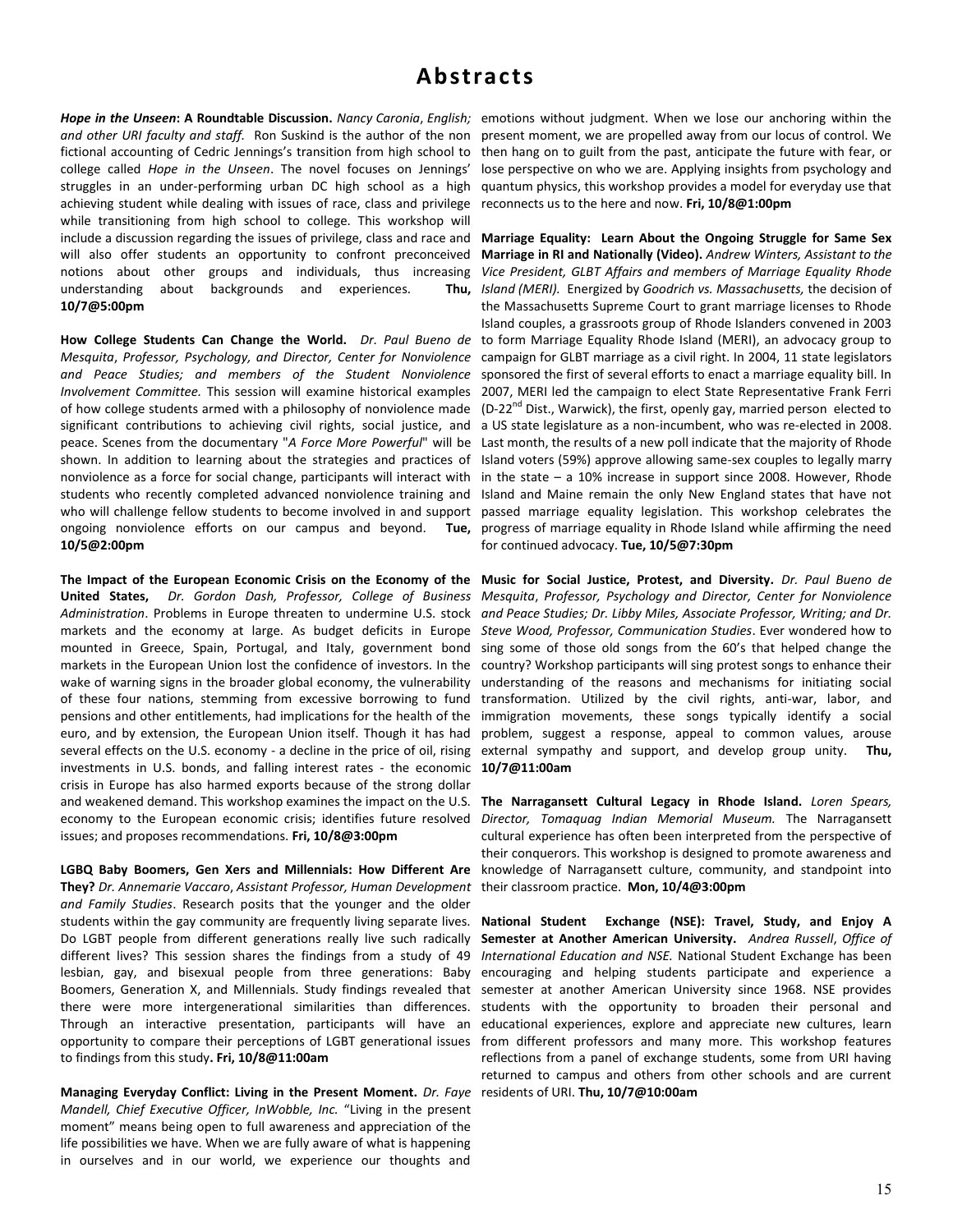# Abstracts

***Hope in the Unseen*: A Roundtable Discussion.** *Nancy Caronia*, *English; and other URI faculty and staff.* Ron Suskind is the author of the non fictional accounting of Cedric Jennings's transition from high school to college called *Hope in the Unseen*. The novel focuses on Jennings' struggles in an under-performing urban DC high school as a high achieving student while dealing with issues of race, class and privilege while transitioning from high school to college. This workshop will include a discussion regarding the issues of privilege, class and race and will also offer students an opportunity to confront preconceived notions about other groups and individuals, thus increasing understanding about backgrounds and experiences. **Thu, 10/7@5:00pm**

**How College Students Can Change the World.** *Dr. Paul Bueno de Mesquita*, *Professor, Psychology, and Director, Center for Nonviolence and Peace Studies; and members of the Student Nonviolence Involvement Committee.* This session will examine historical examples of how college students armed with a philosophy of nonviolence made significant contributions to achieving civil rights, social justice, and peace. Scenes from the documentary "*A Force More Powerful*" will be shown. In addition to learning about the strategies and practices of nonviolence as a force for social change, participants will interact with students who recently completed advanced nonviolence training and who will challenge fellow students to become involved in and support ongoing nonviolence efforts on our campus and beyond. **Tue, 10/5@2:00pm**

**The Impact of the European Economic Crisis on the Economy of the United States,** *Dr. Gordon Dash, Professor, College of Business Administration*. Problems in Europe threaten to undermine U.S. stock markets and the economy at large. As budget deficits in Europe mounted in Greece, Spain, Portugal, and Italy, government bond markets in the European Union lost the confidence of investors. In the wake of warning signs in the broader global economy, the vulnerability of these four nations, stemming from excessive borrowing to fund pensions and other entitlements, had implications for the health of the euro, and by extension, the European Union itself. Though it has had several effects on the U.S. economy - a decline in the price of oil, rising investments in U.S. bonds, and falling interest rates - the economic crisis in Europe has also harmed exports because of the strong dollar and weakened demand. This workshop examines the impact on the U.S. economy to the European economic crisis; identifies future resolved issues; and proposes recommendations. **Fri, 10/8@3:00pm**

**LGBQ Baby Boomers, Gen Xers and Millennials: How Different Are They?** *Dr. Annemarie Vaccaro*, *Assistant Professor, Human Development and Family Studies*. Research posits that the younger and the older students within the gay community are frequently living separate lives. Do LGBT people from different generations really live such radically different lives? This session shares the findings from a study of 49 lesbian, gay, and bisexual people from three generations: Baby Boomers, Generation X, and Millennials. Study findings revealed that there were more intergenerational similarities than differences. Through an interactive presentation, participants will have an opportunity to compare their perceptions of LGBT generational issues to findings from this study**. Fri, 10/8@11:00am**

**Managing Everyday Conflict: Living in the Present Moment.** *Dr. Faye Mandell, Chief Executive Officer, InWobble, Inc.* "Living in the present moment" means being open to full awareness and appreciation of the life possibilities we have. When we are fully aware of what is happening in ourselves and in our world, we experience our thoughts and emotions without judgment. When we lose our anchoring within the present moment, we are propelled away from our locus of control. We then hang on to guilt from the past, anticipate the future with fear, or lose perspective on who we are. Applying insights from psychology and quantum physics, this workshop provides a model for everyday use that reconnects us to the here and now. **Fri, 10/8@1:00pm**

**Marriage Equality: Learn About the Ongoing Struggle for Same Sex Marriage in RI and Nationally (Video).** *Andrew Winters, Assistant to the Vice President, GLBT Affairs and members of Marriage Equality Rhode Island (MERI).* Energized by *Goodrich vs. Massachusetts,* the decision of the Massachusetts Supreme Court to grant marriage licenses to Rhode Island couples, a grassroots group of Rhode Islanders convened in 2003 to form Marriage Equality Rhode Island (MERI), an advocacy group to campaign for GLBT marriage as a civil right. In 2004, 11 state legislators sponsored the first of several efforts to enact a marriage equality bill. In 2007, MERI led the campaign to elect State Representative Frank Ferri (D-22nd Dist., Warwick), the first, openly gay, married person elected to a US state legislature as a non-incumbent, who was re-elected in 2008. Last month, the results of a new poll indicate that the majority of Rhode Island voters (59%) approve allowing same-sex couples to legally marry in the state – a 10% increase in support since 2008. However, Rhode Island and Maine remain the only New England states that have not passed marriage equality legislation. This workshop celebrates the progress of marriage equality in Rhode Island while affirming the need for continued advocacy. **Tue, 10/5@7:30pm**

**Music for Social Justice, Protest, and Diversity.** *Dr. Paul Bueno de Mesquita*, *Professor, Psychology and Director, Center for Nonviolence and Peace Studies; Dr. Libby Miles, Associate Professor, Writing; and Dr. Steve Wood, Professor, Communication Studies*. Ever wondered how to sing some of those old songs from the 60's that helped change the country? Workshop participants will sing protest songs to enhance their understanding of the reasons and mechanisms for initiating social transformation. Utilized by the civil rights, anti-war, labor, and immigration movements, these songs typically identify a social problem, suggest a response, appeal to common values, arouse external sympathy and support, and develop group unity. **Thu, 10/7@11:00am**

**The Narragansett Cultural Legacy in Rhode Island.** *Loren Spears, Director, Tomaquag Indian Memorial Museum.* The Narragansett cultural experience has often been interpreted from the perspective of their conquerors. This workshop is designed to promote awareness and knowledge of Narragansett culture, community, and standpoint into their classroom practice. **Mon, 10/4@3:00pm**

**National Student Exchange (NSE): Travel, Study, and Enjoy A Semester at Another American University.** *Andrea Russell*, *Office of International Education and NSE.* National Student Exchange has been encouraging and helping students participate and experience a semester at another American University since 1968. NSE provides students with the opportunity to broaden their personal and educational experiences, explore and appreciate new cultures, learn from different professors and many more. This workshop features reflections from a panel of exchange students, some from URI having returned to campus and others from other schools and are current residents of URI. **Thu, 10/7@10:00am**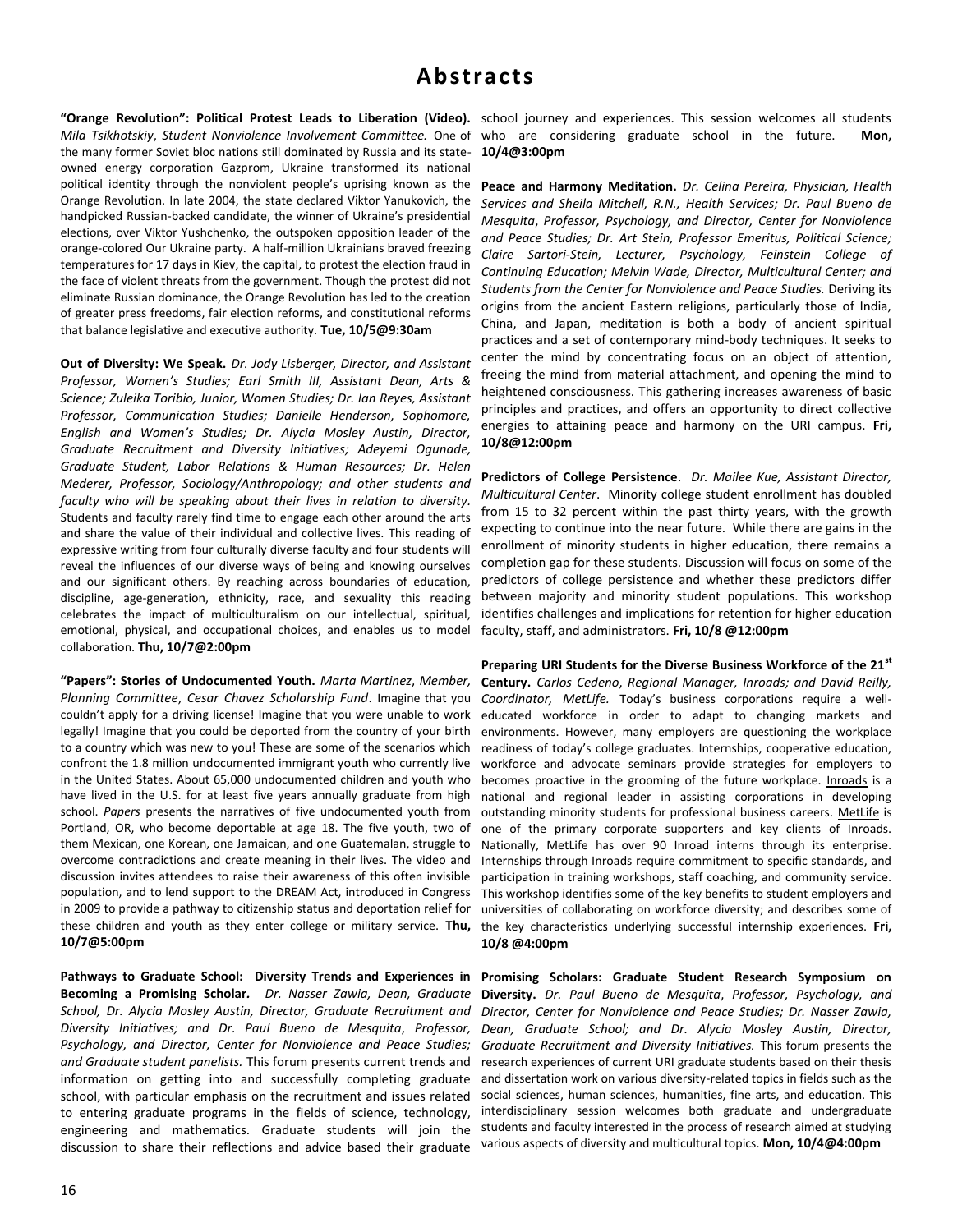# Abstracts

**"Orange Revolution": Political Protest Leads to Liberation (Video).** *Mila Tsikhotskiy*, *Student Nonviolence Involvement Committee.* One of the many former Soviet bloc nations still dominated by Russia and its state-owned energy corporation Gazprom, Ukraine transformed its national political identity through the nonviolent people's uprising known as the Orange Revolution. In late 2004, the state declared Viktor Yanukovich, the handpicked Russian-backed candidate, the winner of Ukraine's presidential elections, over Viktor Yushchenko, the outspoken opposition leader of the orange-colored Our Ukraine party. A half-million Ukrainians braved freezing temperatures for 17 days in Kiev, the capital, to protest the election fraud in the face of violent threats from the government. Though the protest did not eliminate Russian dominance, the Orange Revolution has led to the creation of greater press freedoms, fair election reforms, and constitutional reforms that balance legislative and executive authority. **Tue, 10/5@9:30am**

**Out of Diversity: We Speak.** *Dr. Jody Lisberger, Director, and Assistant Professor, Women's Studies; Earl Smith III, Assistant Dean, Arts & Science; Zuleika Toribio, Junior, Women Studies; Dr. Ian Reyes, Assistant Professor, Communication Studies; Danielle Henderson, Sophomore, English and Women's Studies; Dr. Alycia Mosley Austin, Director, Graduate Recruitment and Diversity Initiatives; Adeyemi Ogunade, Graduate Student, Labor Relations & Human Resources; Dr. Helen Mederer, Professor, Sociology/Anthropology; and other students and faculty who will be speaking about their lives in relation to diversity.* Students and faculty rarely find time to engage each other around the arts and share the value of their individual and collective lives. This reading of expressive writing from four culturally diverse faculty and four students will reveal the influences of our diverse ways of being and knowing ourselves and our significant others. By reaching across boundaries of education, discipline, age-generation, ethnicity, race, and sexuality this reading celebrates the impact of multiculturalism on our intellectual, spiritual, emotional, physical, and occupational choices, and enables us to model collaboration. **Thu, 10/7@2:00pm**

**"Papers": Stories of Undocumented Youth.** *Marta Martinez*, *Member, Planning Committee*, *Cesar Chavez Scholarship Fund*. Imagine that you couldn't apply for a driving license! Imagine that you were unable to work legally! Imagine that you could be deported from the country of your birth to a country which was new to you! These are some of the scenarios which confront the 1.8 million undocumented immigrant youth who currently live in the United States. About 65,000 undocumented children and youth who have lived in the U.S. for at least five years annually graduate from high school. *Papers* presents the narratives of five undocumented youth from Portland, OR, who become deportable at age 18. The five youth, two of them Mexican, one Korean, one Jamaican, and one Guatemalan, struggle to overcome contradictions and create meaning in their lives. The video and discussion invites attendees to raise their awareness of this often invisible population, and to lend support to the DREAM Act, introduced in Congress in 2009 to provide a pathway to citizenship status and deportation relief for these children and youth as they enter college or military service. **Thu, 10/7@5:00pm**

**Pathways to Graduate School: Diversity Trends and Experiences in Becoming a Promising Scholar.** *Dr. Nasser Zawia, Dean, Graduate School, Dr. Alycia Mosley Austin, Director, Graduate Recruitment and Diversity Initiatives; and Dr. Paul Bueno de Mesquita*, *Professor, Psychology, and Director, Center for Nonviolence and Peace Studies; and Graduate student panelists.* This forum presents current trends and information on getting into and successfully completing graduate school, with particular emphasis on the recruitment and issues related to entering graduate programs in the fields of science, technology, engineering and mathematics. Graduate students will join the discussion to share their reflections and advice based their graduate school journey and experiences. This session welcomes all students who are considering graduate school in the future. **Mon, 10/4@3:00pm**

**Peace and Harmony Meditation.** *Dr. Celina Pereira, Physician, Health Services and Sheila Mitchell, R.N., Health Services; Dr. Paul Bueno de Mesquita*, *Professor, Psychology, and Director, Center for Nonviolence and Peace Studies; Dr. Art Stein, Professor Emeritus, Political Science; Claire Sartori-Stein, Lecturer, Psychology, Feinstein College of Continuing Education; Melvin Wade, Director, Multicultural Center; and Students from the Center for Nonviolence and Peace Studies.* Deriving its origins from the ancient Eastern religions, particularly those of India, China, and Japan, meditation is both a body of ancient spiritual practices and a set of contemporary mind-body techniques. It seeks to center the mind by concentrating focus on an object of attention, freeing the mind from material attachment, and opening the mind to heightened consciousness. This gathering increases awareness of basic principles and practices, and offers an opportunity to direct collective energies to attaining peace and harmony on the URI campus. **Fri, 10/8@12:00pm**

**Predictors of College Persistence**. *Dr. Mailee Kue, Assistant Director, Multicultural Center*. Minority college student enrollment has doubled from 15 to 32 percent within the past thirty years, with the growth expecting to continue into the near future. While there are gains in the enrollment of minority students in higher education, there remains a completion gap for these students. Discussion will focus on some of the predictors of college persistence and whether these predictors differ between majority and minority student populations. This workshop identifies challenges and implications for retention for higher education faculty, staff, and administrators. **Fri, 10/8 @12:00pm**

**Preparing URI Students for the Diverse Business Workforce of the 21st Century.** *Carlos Cedeno*, *Regional Manager, Inroads; and David Reilly, Coordinator, MetLife.* Today's business corporations require a well-educated workforce in order to adapt to changing markets and environments. However, many employers are questioning the workplace readiness of today's college graduates. Internships, cooperative education, workforce and advocate seminars provide strategies for employers to becomes proactive in the grooming of the future workplace. Inroads is a national and regional leader in assisting corporations in developing outstanding minority students for professional business careers. MetLife is one of the primary corporate supporters and key clients of Inroads. Nationally, MetLife has over 90 Inroad interns through its enterprise. Internships through Inroads require commitment to specific standards, and participation in training workshops, staff coaching, and community service. This workshop identifies some of the key benefits to student employers and universities of collaborating on workforce diversity; and describes some of the key characteristics underlying successful internship experiences. **Fri, 10/8 @4:00pm**

**Promising Scholars: Graduate Student Research Symposium on Diversity.** *Dr. Paul Bueno de Mesquita*, *Professor, Psychology, and Director, Center for Nonviolence and Peace Studies; Dr. Nasser Zawia, Dean, Graduate School; and Dr. Alycia Mosley Austin, Director, Graduate Recruitment and Diversity Initiatives.* This forum presents the research experiences of current URI graduate students based on their thesis and dissertation work on various diversity-related topics in fields such as the social sciences, human sciences, humanities, fine arts, and education. This interdisciplinary session welcomes both graduate and undergraduate students and faculty interested in the process of research aimed at studying various aspects of diversity and multicultural topics. **Mon, 10/4@4:00pm**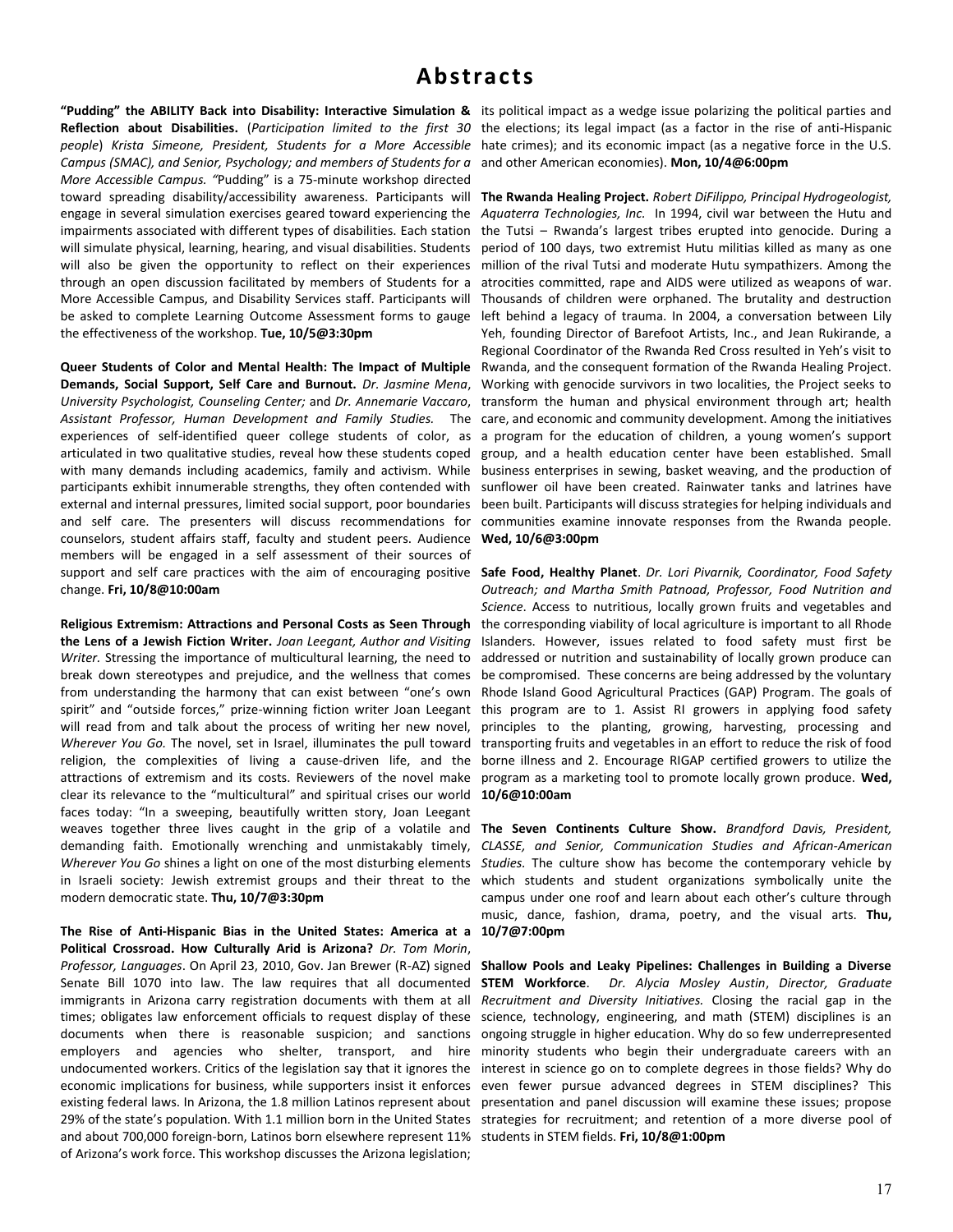# Abstracts

**"Pudding" the ABILITY Back into Disability: Interactive Simulation & Reflection about Disabilities.** (*Participation limited to the first 30 people*) *Krista Simeone, President, Students for a More Accessible Campus (SMAC), and Senior, Psychology; and members of Students for a More Accessible Campus. "*Pudding" is a 75-minute workshop directed toward spreading disability/accessibility awareness. Participants will engage in several simulation exercises geared toward experiencing the impairments associated with different types of disabilities. Each station will simulate physical, learning, hearing, and visual disabilities. Students will also be given the opportunity to reflect on their experiences through an open discussion facilitated by members of Students for a More Accessible Campus, and Disability Services staff. Participants will be asked to complete Learning Outcome Assessment forms to gauge the effectiveness of the workshop. **Tue, 10/5@3:30pm**

**Queer Students of Color and Mental Health: The Impact of Multiple Demands, Social Support, Self Care and Burnout.** *Dr. Jasmine Mena*, *University Psychologist, Counseling Center;* and *Dr. Annemarie Vaccaro*, *Assistant Professor, Human Development and Family Studies.* The experiences of self-identified queer college students of color, as articulated in two qualitative studies, reveal how these students coped with many demands including academics, family and activism. While participants exhibit innumerable strengths, they often contended with external and internal pressures, limited social support, poor boundaries and self care. The presenters will discuss recommendations for counselors, student affairs staff, faculty and student peers. Audience members will be engaged in a self assessment of their sources of support and self care practices with the aim of encouraging positive change. **Fri, 10/8@10:00am**

**Religious Extremism: Attractions and Personal Costs as Seen Through the Lens of a Jewish Fiction Writer.** *Joan Leegant, Author and Visiting Writer.* Stressing the importance of multicultural learning, the need to break down stereotypes and prejudice, and the wellness that comes from understanding the harmony that can exist between "one's own spirit" and "outside forces," prize-winning fiction writer Joan Leegant will read from and talk about the process of writing her new novel, *Wherever You Go.* The novel, set in Israel, illuminates the pull toward religion, the complexities of living a cause-driven life, and the attractions of extremism and its costs. Reviewers of the novel make clear its relevance to the "multicultural" and spiritual crises our world faces today: "In a sweeping, beautifully written story, Joan Leegant weaves together three lives caught in the grip of a volatile and demanding faith. Emotionally wrenching and unmistakably timely, *Wherever You Go* shines a light on one of the most disturbing elements in Israeli society: Jewish extremist groups and their threat to the modern democratic state. **Thu, 10/7@3:30pm**

**The Rise of Anti-Hispanic Bias in the United States: America at a Political Crossroad. How Culturally Arid is Arizona?** *Dr. Tom Morin*, *Professor, Languages*. On April 23, 2010, Gov. Jan Brewer (R-AZ) signed Senate Bill 1070 into law. The law requires that all documented immigrants in Arizona carry registration documents with them at all times; obligates law enforcement officials to request display of these documents when there is reasonable suspicion; and sanctions employers and agencies who shelter, transport, and hire undocumented workers. Critics of the legislation say that it ignores the economic implications for business, while supporters insist it enforces existing federal laws. In Arizona, the 1.8 million Latinos represent about 29% of the state's population. With 1.1 million born in the United States and about 700,000 foreign-born, Latinos born elsewhere represent 11% of Arizona's work force. This workshop discusses the Arizona legislation; its political impact as a wedge issue polarizing the political parties and the elections; its legal impact (as a factor in the rise of anti-Hispanic hate crimes); and its economic impact (as a negative force in the U.S. and other American economies). **Mon, 10/4@6:00pm**

**The Rwanda Healing Project.** *Robert DiFilippo, Principal Hydrogeologist, Aquaterra Technologies, Inc.* In 1994, civil war between the Hutu and the Tutsi – Rwanda's largest tribes erupted into genocide. During a period of 100 days, two extremist Hutu militias killed as many as one million of the rival Tutsi and moderate Hutu sympathizers. Among the atrocities committed, rape and AIDS were utilized as weapons of war. Thousands of children were orphaned. The brutality and destruction left behind a legacy of trauma. In 2004, a conversation between Lily Yeh, founding Director of Barefoot Artists, Inc., and Jean Rukirande, a Regional Coordinator of the Rwanda Red Cross resulted in Yeh's visit to Rwanda, and the consequent formation of the Rwanda Healing Project. Working with genocide survivors in two localities, the Project seeks to transform the human and physical environment through art; health care, and economic and community development. Among the initiatives a program for the education of children, a young women's support group, and a health education center have been established. Small business enterprises in sewing, basket weaving, and the production of sunflower oil have been created. Rainwater tanks and latrines have been built. Participants will discuss strategies for helping individuals and communities examine innovate responses from the Rwanda people. **Wed, 10/6@3:00pm**

**Safe Food, Healthy Planet**. *Dr. Lori Pivarnik, Coordinator, Food Safety Outreach; and Martha Smith Patnoad, Professor, Food Nutrition and Science*. Access to nutritious, locally grown fruits and vegetables and the corresponding viability of local agriculture is important to all Rhode Islanders. However, issues related to food safety must first be addressed or nutrition and sustainability of locally grown produce can be compromised. These concerns are being addressed by the voluntary Rhode Island Good Agricultural Practices (GAP) Program. The goals of this program are to 1. Assist RI growers in applying food safety principles to the planting, growing, harvesting, processing and transporting fruits and vegetables in an effort to reduce the risk of food borne illness and 2. Encourage RIGAP certified growers to utilize the program as a marketing tool to promote locally grown produce. **Wed, 10/6@10:00am**

**The Seven Continents Culture Show.** *Brandford Davis, President, CLASSE, and Senior, Communication Studies and African-American Studies.* The culture show has become the contemporary vehicle by which students and student organizations symbolically unite the campus under one roof and learn about each other's culture through music, dance, fashion, drama, poetry, and the visual arts. **Thu, 10/7@7:00pm**

**Shallow Pools and Leaky Pipelines: Challenges in Building a Diverse STEM Workforce**. *Dr. Alycia Mosley Austin*, *Director, Graduate Recruitment and Diversity Initiatives.* Closing the racial gap in the science, technology, engineering, and math (STEM) disciplines is an ongoing struggle in higher education. Why do so few underrepresented minority students who begin their undergraduate careers with an interest in science go on to complete degrees in those fields? Why do even fewer pursue advanced degrees in STEM disciplines? This presentation and panel discussion will examine these issues; propose strategies for recruitment; and retention of a more diverse pool of students in STEM fields. **Fri, 10/8@1:00pm**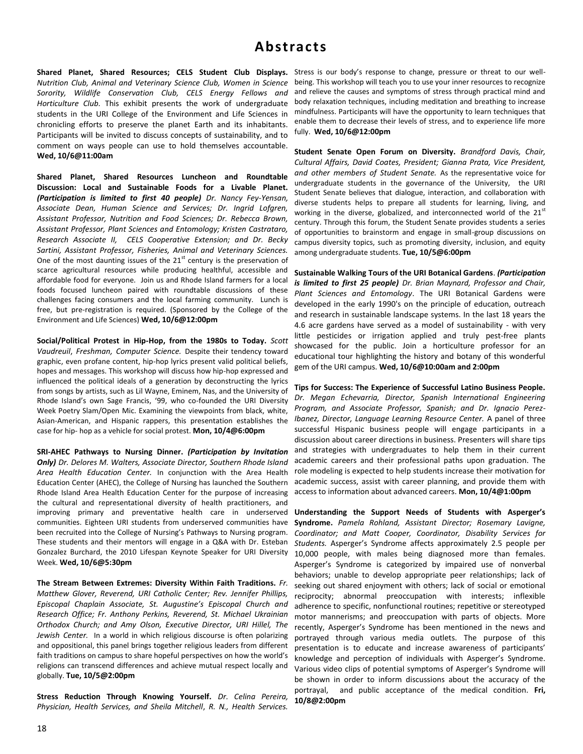# Abstracts

**Shared Planet, Shared Resources; CELS Student Club Displays.** *Nutrition Club, Animal and Veterinary Science Club, Women in Science Sorority, Wildlife Conservation Club, CELS Energy Fellows and Horticulture Club.* This exhibit presents the work of undergraduate students in the URI College of the Environment and Life Sciences in chronicling efforts to preserve the planet Earth and its inhabitants. Participants will be invited to discuss concepts of sustainability, and to comment on ways people can use to hold themselves accountable. **Wed, 10/6@11:00am**

**Shared Planet, Shared Resources Luncheon and Roundtable Discussion: Local and Sustainable Foods for a Livable Planet.** ***(Participation is limited to first 40 people)*** *Dr. Nancy Fey-Yensan, Associate Dean, Human Science and Services; Dr. Ingrid Lofgren, Assistant Professor, Nutrition and Food Sciences; Dr. Rebecca Brown, Assistant Professor, Plant Sciences and Entomology; Kristen Castrataro, Research Associate II, CELS Cooperative Extension; and Dr. Becky Sartini, Assistant Professor, Fisheries, Animal and Veterinary Sciences.* One of the most daunting issues of the 21st century is the preservation of scarce agricultural resources while producing healthful, accessible and affordable food for everyone. Join us and Rhode Island farmers for a local foods focused luncheon paired with roundtable discussions of these challenges facing consumers and the local farming community. Lunch is free, but pre-registration is required. (Sponsored by the College of the Environment and Life Sciences) **Wed, 10/6@12:00pm**

**Social/Political Protest in Hip-Hop, from the 1980s to Today.** *Scott Vaudreuil, Freshman, Computer Science.* Despite their tendency toward graphic, even profane content, hip-hop lyrics present valid political beliefs, hopes and messages. This workshop will discuss how hip-hop expressed and influenced the political ideals of a generation by deconstructing the lyrics from songs by artists, such as Lil Wayne, Eminem, Nas, and the University of Rhode Island's own Sage Francis, '99, who co-founded the URI Diversity Week Poetry Slam/Open Mic. Examining the viewpoints from black, white, Asian-American, and Hispanic rappers, this presentation establishes the case for hip- hop as a vehicle for social protest. **Mon, 10/4@6:00pm**

**SRI-AHEC Pathways to Nursing Dinner.** ***(Participation by Invitation Only)*** *Dr. Delores M. Walters, Associate Director, Southern Rhode Island Area Health Education Center.* In conjunction with the Area Health Education Center (AHEC), the College of Nursing has launched the Southern Rhode Island Area Health Education Center for the purpose of increasing the cultural and representational diversity of health practitioners, and improving primary and preventative health care in underserved communities. Eighteen URI students from underserved communities have been recruited into the College of Nursing's Pathways to Nursing program. These students and their mentors will engage in a Q&A with Dr. Esteban Gonzalez Burchard, the 2010 Lifespan Keynote Speaker for URI Diversity Week. **Wed, 10/6@5:30pm**

**The Stream Between Extremes: Diversity Within Faith Traditions.** *Fr. Matthew Glover, Reverend, URI Catholic Center; Rev. Jennifer Phillips, Episcopal Chaplain Associate, St. Augustine's Episcopal Church and Research Office; Fr. Anthony Perkins, Reverend, St. Michael Ukrainian Orthodox Church; and Amy Olson, Executive Director, URI Hillel, The Jewish Center.* In a world in which religious discourse is often polarizing and oppositional, this panel brings together religious leaders from different faith traditions on campus to share hopeful perspectives on how the world's religions can transcend differences and achieve mutual respect locally and globally. **Tue, 10/5@2:00pm**

**Stress Reduction Through Knowing Yourself.** *Dr. Celina Pereira, Physician, Health Services, and Sheila Mitchell, R. N., Health Services.* Stress is our body's response to change, pressure or threat to our well-being. This workshop will teach you to use your inner resources to recognize and relieve the causes and symptoms of stress through practical mind and body relaxation techniques, including meditation and breathing to increase mindfulness. Participants will have the opportunity to learn techniques that enable them to decrease their levels of stress, and to experience life more fully. **Wed, 10/6@12:00pm**

**Student Senate Open Forum on Diversity.** *Brandford Davis, Chair, Cultural Affairs, David Coates, President; Gianna Prata, Vice President, and other members of Student Senate.* As the representative voice for undergraduate students in the governance of the University, the URI Student Senate believes that dialogue, interaction, and collaboration with diverse students helps to prepare all students for learning, living, and working in the diverse, globalized, and interconnected world of the 21st century. Through this forum, the Student Senate provides students a series of opportunities to brainstorm and engage in small-group discussions on campus diversity topics, such as promoting diversity, inclusion, and equity among undergraduate students. **Tue, 10/5@6:00pm**

**Sustainable Walking Tours of the URI Botanical Gardens**. ***(Participation is limited to first 25 people)*** *Dr. Brian Maynard, Professor and Chair, Plant Sciences and Entomology*. The URI Botanical Gardens were developed in the early 1990's on the principle of education, outreach and research in sustainable landscape systems. In the last 18 years the 4.6 acre gardens have served as a model of sustainability - with very little pesticides or irrigation applied and truly pest-free plants showcased for the public. Join a horticulture professor for an educational tour highlighting the history and botany of this wonderful gem of the URI campus. **Wed, 10/6@10:00am and 2:00pm**

**Tips for Success: The Experience of Successful Latino Business People.** *Dr. Megan Echevarria, Director, Spanish International Engineering Program, and Associate Professor, Spanish; and Dr. Ignacio Perez-Ibanez, Director, Language Learning Resource Center.* A panel of three successful Hispanic business people will engage participants in a discussion about career directions in business. Presenters will share tips and strategies with undergraduates to help them in their current academic careers and their professional paths upon graduation. The role modeling is expected to help students increase their motivation for academic success, assist with career planning, and provide them with access to information about advanced careers. **Mon, 10/4@1:00pm**

**Understanding the Support Needs of Students with Asperger's Syndrome.** *Pamela Rohland, Assistant Director; Rosemary Lavigne, Coordinator; and Matt Cooper, Coordinator, Disability Services for Students.* Asperger's Syndrome affects approximately 2.5 people per 10,000 people, with males being diagnosed more than females. Asperger's Syndrome is categorized by impaired use of nonverbal behaviors; unable to develop appropriate peer relationships; lack of seeking out shared enjoyment with others; lack of social or emotional reciprocity; abnormal preoccupation with interests; inflexible adherence to specific, nonfunctional routines; repetitive or stereotyped motor mannerisms; and preoccupation with parts of objects. More recently, Asperger's Syndrome has been mentioned in the news and portrayed through various media outlets. The purpose of this presentation is to educate and increase awareness of participants' knowledge and perception of individuals with Asperger's Syndrome. Various video clips of potential symptoms of Asperger's Syndrome will be shown in order to inform discussions about the accuracy of the portrayal, and public acceptance of the medical condition. **Fri, 10/8@2:00pm**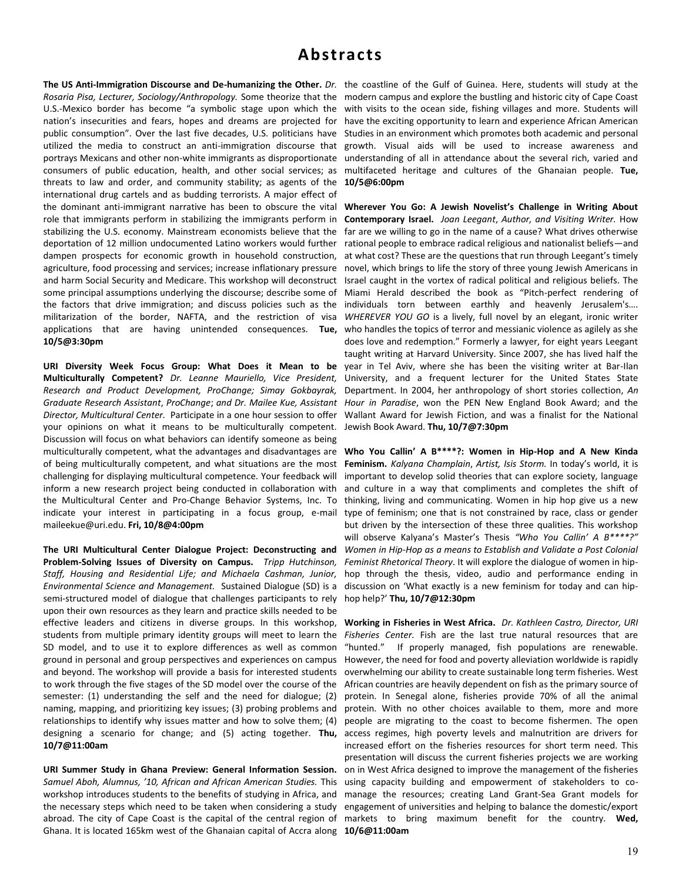# Abstracts

**The US Anti-Immigration Discourse and De-humanizing the Other.** *Dr. Rosaria Pisa, Lecturer, Sociology/Anthropology.* Some theorize that the U.S.-Mexico border has become "a symbolic stage upon which the nation's insecurities and fears, hopes and dreams are projected for public consumption". Over the last five decades, U.S. politicians have utilized the media to construct an anti-immigration discourse that portrays Mexicans and other non-white immigrants as disproportionate consumers of public education, health, and other social services; as threats to law and order, and community stability; as agents of the international drug cartels and as budding terrorists. A major effect of the dominant anti-immigrant narrative has been to obscure the vital role that immigrants perform in stabilizing the immigrants perform in stabilizing the U.S. economy. Mainstream economists believe that the deportation of 12 million undocumented Latino workers would further dampen prospects for economic growth in household construction, agriculture, food processing and services; increase inflationary pressure and harm Social Security and Medicare. This workshop will deconstruct some principal assumptions underlying the discourse; describe some of the factors that drive immigration; and discuss policies such as the militarization of the border, NAFTA, and the restriction of visa applications that are having unintended consequences. **Tue, 10/5@3:30pm**

**URI Diversity Week Focus Group: What Does it Mean to be Multiculturally Competent?** *Dr. Leanne Mauriello, Vice President, Research and Product Development, ProChange; Simay Gokbayrak, Graduate Research Assistant, ProChange; and Dr. Mailee Kue, Assistant Director, Multicultural Center.* Participate in a one hour session to offer your opinions on what it means to be multiculturally competent. Discussion will focus on what behaviors can identify someone as being multiculturally competent, what the advantages and disadvantages are of being multiculturally competent, and what situations are the most challenging for displaying multicultural competence. Your feedback will inform a new research project being conducted in collaboration with the Multicultural Center and Pro-Change Behavior Systems, Inc. To indicate your interest in participating in a focus group, e-mail maileekue@uri.edu. **Fri, 10/8@4:00pm**

**The URI Multicultural Center Dialogue Project: Deconstructing and Problem-Solving Issues of Diversity on Campus.** *Tripp Hutchinson, Staff, Housing and Residential Life; and Michaela Cashman, Junior, Environmental Science and Management.* Sustained Dialogue (SD) is a semi-structured model of dialogue that challenges participants to rely upon their own resources as they learn and practice skills needed to be effective leaders and citizens in diverse groups. In this workshop, students from multiple primary identity groups will meet to learn the SD model, and to use it to explore differences as well as common ground in personal and group perspectives and experiences on campus and beyond. The workshop will provide a basis for interested students to work through the five stages of the SD model over the course of the semester: (1) understanding the self and the need for dialogue; (2) naming, mapping, and prioritizing key issues; (3) probing problems and relationships to identify why issues matter and how to solve them; (4) designing a scenario for change; and (5) acting together. **Thu, 10/7@11:00am**

**URI Summer Study in Ghana Preview: General Information Session.** *Samuel Aboh, Alumnus, '10, African and African American Studies.* This workshop introduces students to the benefits of studying in Africa, and the necessary steps which need to be taken when considering a study abroad. The city of Cape Coast is the capital of the central region of Ghana. It is located 165km west of the Ghanaian capital of Accra along the coastline of the Gulf of Guinea. Here, students will study at the modern campus and explore the bustling and historic city of Cape Coast with visits to the ocean side, fishing villages and more. Students will have the exciting opportunity to learn and experience African American Studies in an environment which promotes both academic and personal growth. Visual aids will be used to increase awareness and understanding of all in attendance about the several rich, varied and multifaceted heritage and cultures of the Ghanaian people. **Tue, 10/5@6:00pm**

**Wherever You Go: A Jewish Novelist's Challenge in Writing About Contemporary Israel.** *Joan Leegant, Author, and Visiting Writer.* How far are we willing to go in the name of a cause? What drives otherwise rational people to embrace radical religious and nationalist beliefs—and at what cost? These are the questions that run through Leegant's timely novel, which brings to life the story of three young Jewish Americans in Israel caught in the vortex of radical political and religious beliefs. The Miami Herald described the book as "Pitch-perfect rendering of individuals torn between earthly and heavenly Jerusalem's…. *WHEREVER YOU GO* is a lively, full novel by an elegant, ironic writer who handles the topics of terror and messianic violence as agilely as she does love and redemption." Formerly a lawyer, for eight years Leegant taught writing at Harvard University. Since 2007, she has lived half the year in Tel Aviv, where she has been the visiting writer at Bar-Ilan University, and a frequent lecturer for the United States State Department. In 2004, her anthropology of short stories collection, *An Hour in Paradise*, won the PEN New England Book Award; and the Wallant Award for Jewish Fiction, and was a finalist for the National Jewish Book Award. **Thu, 10/7@7:30pm**

**Who You Callin' A B****?: Women in Hip-Hop and A New Kinda Feminism.** *Kalyana Champlain, Artist, Isis Storm.* In today's world, it is important to develop solid theories that can explore society, language and culture in a way that compliments and completes the shift of thinking, living and communicating. Women in hip hop give us a new type of feminism; one that is not constrained by race, class or gender but driven by the intersection of these three qualities. This workshop will observe Kalyana's Master's Thesis *"Who You Callin' A B****?" Women in Hip-Hop as a means to Establish and Validate a Post Colonial Feminist Rhetorical Theory*. It will explore the dialogue of women in hip-hop through the thesis, video, audio and performance ending in discussion on 'What exactly is a new feminism for today and can hip-hop help?' **Thu, 10/7@12:30pm**

**Working in Fisheries in West Africa.** *Dr. Kathleen Castro, Director, URI Fisheries Center.* Fish are the last true natural resources that are "hunted." If properly managed, fish populations are renewable. However, the need for food and poverty alleviation worldwide is rapidly overwhelming our ability to create sustainable long term fisheries. West African countries are heavily dependent on fish as the primary source of protein. In Senegal alone, fisheries provide 70% of all the animal protein. With no other choices available to them, more and more people are migrating to the coast to become fishermen. The open access regimes, high poverty levels and malnutrition are drivers for increased effort on the fisheries resources for short term need. This presentation will discuss the current fisheries projects we are working on in West Africa designed to improve the management of the fisheries using capacity building and empowerment of stakeholders to co-manage the resources; creating Land Grant-Sea Grant models for engagement of universities and helping to balance the domestic/export markets to bring maximum benefit for the country. **Wed, 10/6@11:00am**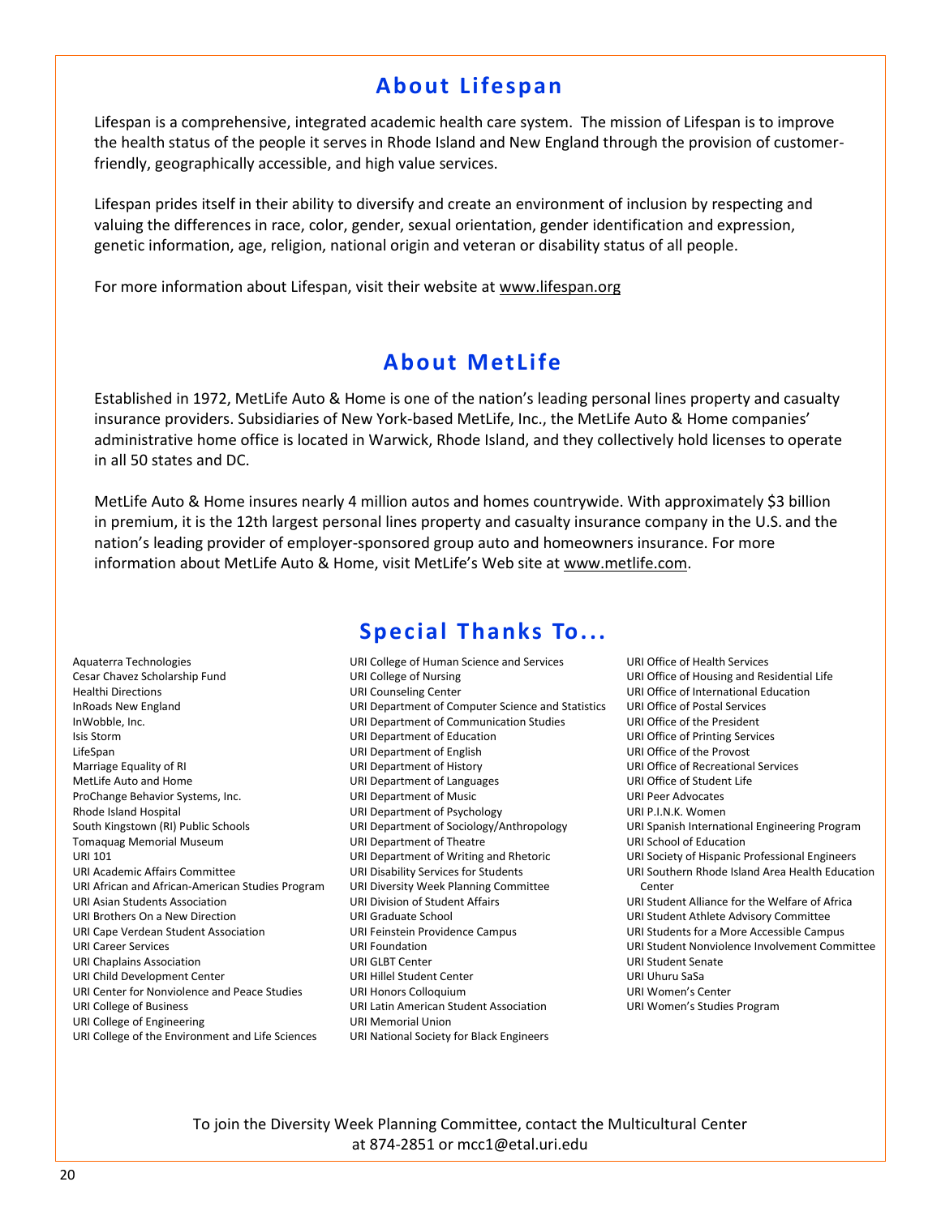## About Lifespan

Lifespan is a comprehensive, integrated academic health care system. The mission of Lifespan is to improve the health status of the people it serves in Rhode Island and New England through the provision of customer-friendly, geographically accessible, and high value services.

Lifespan prides itself in their ability to diversify and create an environment of inclusion by respecting and valuing the differences in race, color, gender, sexual orientation, gender identification and expression, genetic information, age, religion, national origin and veteran or disability status of all people.

For more information about Lifespan, visit their website at www.lifespan.org

## About MetLife

Established in 1972, MetLife Auto & Home is one of the nation's leading personal lines property and casualty insurance providers. Subsidiaries of New York-based MetLife, Inc., the MetLife Auto & Home companies' administrative home office is located in Warwick, Rhode Island, and they collectively hold licenses to operate in all 50 states and DC.

MetLife Auto & Home insures nearly 4 million autos and homes countrywide. With approximately $3 billion in premium, it is the 12th largest personal lines property and casualty insurance company in the U.S. and the nation's leading provider of employer-sponsored group auto and homeowners insurance. For more information about MetLife Auto & Home, visit MetLife's Web site at www.metlife.com.

## Special Thanks To...

Aquaterra Technologies
Cesar Chavez Scholarship Fund
Healthi Directions
InRoads New England
InWobble, Inc.
Isis Storm
LifeSpan
Marriage Equality of RI
MetLife Auto and Home
ProChange Behavior Systems, Inc.
Rhode Island Hospital
South Kingstown (RI) Public Schools
Tomaquag Memorial Museum
URI 101
URI Academic Affairs Committee
URI African and African-American Studies Program
URI Asian Students Association
URI Brothers On a New Direction
URI Cape Verdean Student Association
URI Career Services
URI Chaplains Association
URI Child Development Center
URI Center for Nonviolence and Peace Studies
URI College of Business
URI College of Engineering
URI College of the Environment and Life Sciences
URI College of Human Science and Services
URI College of Nursing
URI Counseling Center
URI Department of Computer Science and Statistics
URI Department of Communication Studies
URI Department of Education
URI Department of English
URI Department of History
URI Department of Languages
URI Department of Music
URI Department of Psychology
URI Department of Sociology/Anthropology
URI Department of Theatre
URI Department of Writing and Rhetoric
URI Disability Services for Students
URI Diversity Week Planning Committee
URI Division of Student Affairs
URI Graduate School
URI Feinstein Providence Campus
URI Foundation
URI GLBT Center
URI Hillel Student Center
URI Honors Colloquium
URI Latin American Student Association
URI Memorial Union
URI National Society for Black Engineers
URI Office of Health Services
URI Office of Housing and Residential Life
URI Office of International Education
URI Office of Postal Services
URI Office of the President
URI Office of Printing Services
URI Office of the Provost
URI Office of Recreational Services
URI Office of Student Life
URI Peer Advocates
URI P.I.N.K. Women
URI Spanish International Engineering Program
URI School of Education
URI Society of Hispanic Professional Engineers
URI Southern Rhode Island Area Health Education Center
URI Student Alliance for the Welfare of Africa
URI Student Athlete Advisory Committee
URI Students for a More Accessible Campus
URI Student Nonviolence Involvement Committee
URI Student Senate
URI Uhuru SaSa
URI Women's Center
URI Women's Studies Program

To join the Diversity Week Planning Committee, contact the Multicultural Center at 874-2851 or mcc1@etal.uri.edu